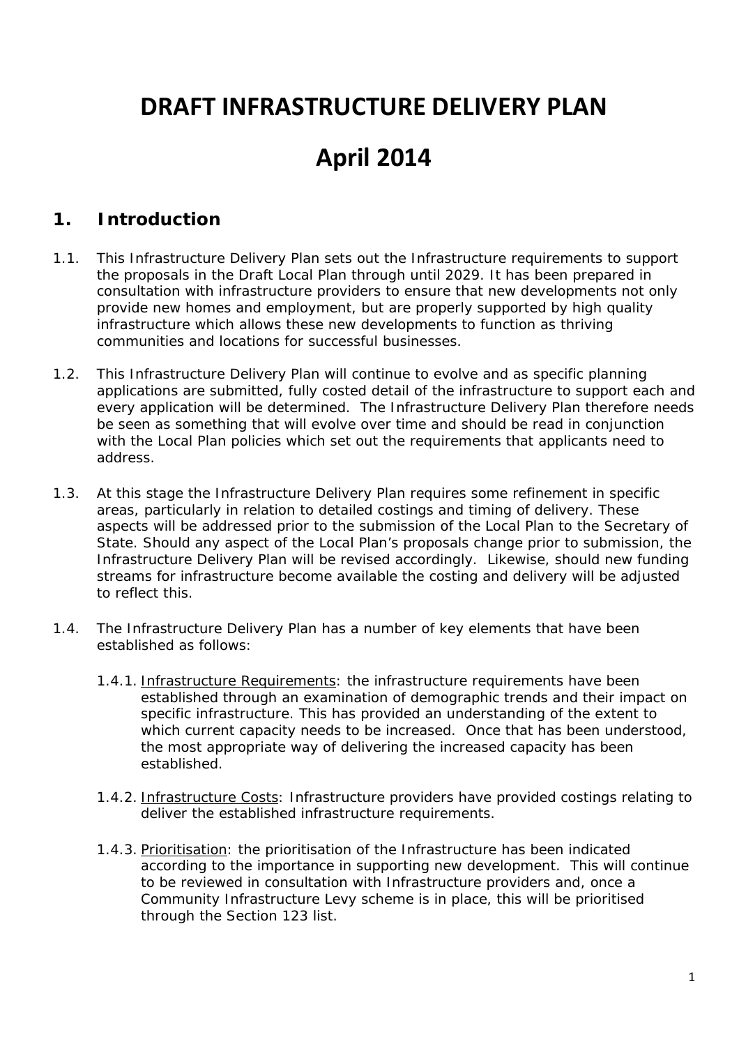# DRAFT INFRASTRUCTURE DELIVERY PLAN

# April 2014

## 1. Introduction

1.1. This Infrastructure Delivery Plan sets out the Infrastructure requirements to support the proposals in the Draft Local Plan through until 2029. It has been prepared in consultation with infrastructure providers to ensure that new developments not only provide new homes and employment, but are properly supported by high quality infrastructure which allows these new developments to function as thriving communities and locations for successful businesses.

1.2. This Infrastructure Delivery Plan will continue to evolve and as specific planning applications are submitted, fully costed detail of the infrastructure to support each and every application will be determined. The Infrastructure Delivery Plan therefore needs be seen as something that will evolve over time and should be read in conjunction with the Local Plan policies which set out the requirements that applicants need to address.

1.3. At this stage the Infrastructure Delivery Plan requires some refinement in specific areas, particularly in relation to detailed costings and timing of delivery. These aspects will be addressed prior to the submission of the Local Plan to the Secretary of State. Should any aspect of the Local Plan's proposals change prior to submission, the Infrastructure Delivery Plan will be revised accordingly. Likewise, should new funding streams for infrastructure become available the costing and delivery will be adjusted to reflect this.

1.4. The Infrastructure Delivery Plan has a number of key elements that have been established as follows:

1.4.1. <u>Infrastructure Requirements</u>: the infrastructure requirements have been established through an examination of demographic trends and their impact on specific infrastructure. This has provided an understanding of the extent to which current capacity needs to be increased. Once that has been understood, the most appropriate way of delivering the increased capacity has been established.

1.4.2. <u>Infrastructure Costs</u>: Infrastructure providers have provided costings relating to deliver the established infrastructure requirements.

1.4.3. <u>Prioritisation</u>: the prioritisation of the Infrastructure has been indicated according to the importance in supporting new development. This will continue to be reviewed in consultation with Infrastructure providers and, once a Community Infrastructure Levy scheme is in place, this will be prioritised through the Section 123 list.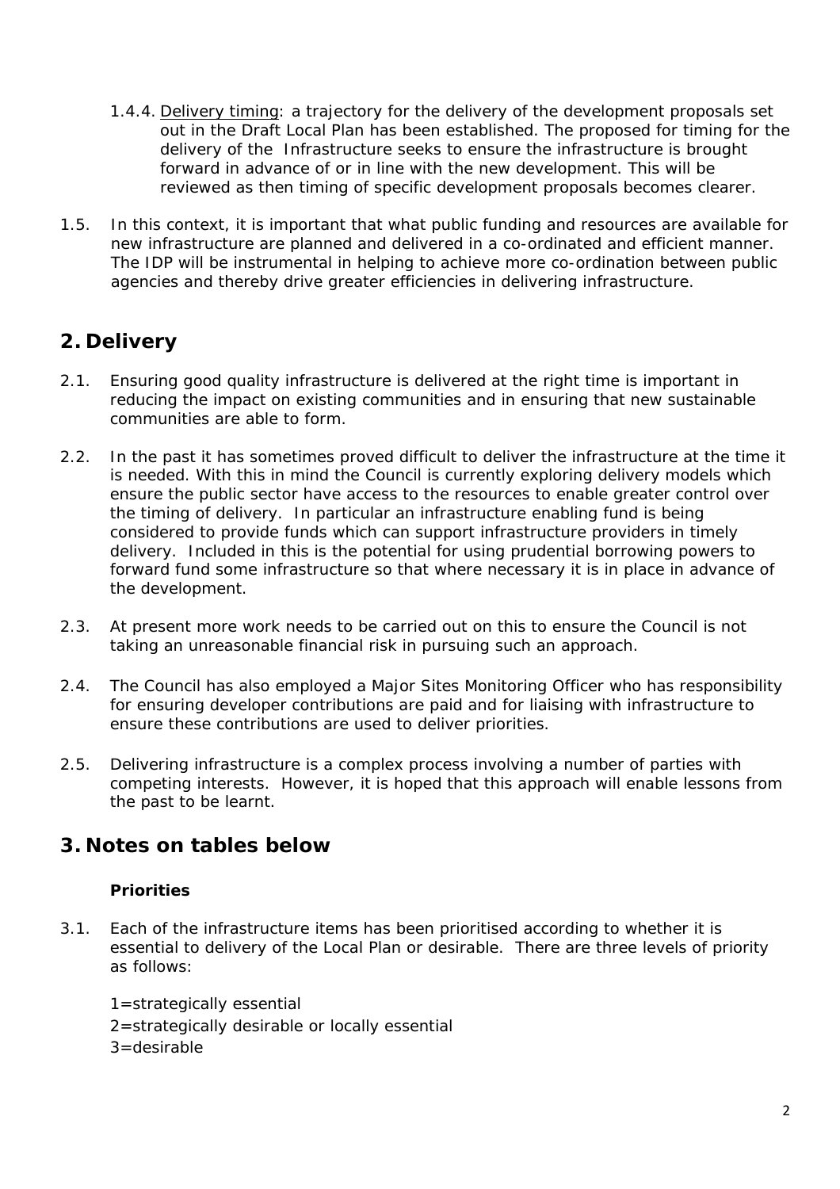1.4.4. Delivery timing: a trajectory for the delivery of the development proposals set out in the Draft Local Plan has been established. The proposed for timing for the delivery of the Infrastructure seeks to ensure the infrastructure is brought forward in advance of or in line with the new development. This will be reviewed as then timing of specific development proposals becomes clearer.

1.5. In this context, it is important that what public funding and resources are available for new infrastructure are planned and delivered in a co-ordinated and efficient manner. The IDP will be instrumental in helping to achieve more co-ordination between public agencies and thereby drive greater efficiencies in delivering infrastructure.

## 2. Delivery

2.1. Ensuring good quality infrastructure is delivered at the right time is important in reducing the impact on existing communities and in ensuring that new sustainable communities are able to form.

2.2. In the past it has sometimes proved difficult to deliver the infrastructure at the time it is needed. With this in mind the Council is currently exploring delivery models which ensure the public sector have access to the resources to enable greater control over the timing of delivery. In particular an infrastructure enabling fund is being considered to provide funds which can support infrastructure providers in timely delivery. Included in this is the potential for using prudential borrowing powers to forward fund some infrastructure so that where necessary it is in place in advance of the development.

2.3. At present more work needs to be carried out on this to ensure the Council is not taking an unreasonable financial risk in pursuing such an approach.

2.4. The Council has also employed a Major Sites Monitoring Officer who has responsibility for ensuring developer contributions are paid and for liaising with infrastructure to ensure these contributions are used to deliver priorities.

2.5. Delivering infrastructure is a complex process involving a number of parties with competing interests. However, it is hoped that this approach will enable lessons from the past to be learnt.

## 3. Notes on tables below

### Priorities

3.1. Each of the infrastructure items has been prioritised according to whether it is essential to delivery of the Local Plan or desirable. There are three levels of priority as follows:

1=strategically essential
2=strategically desirable or locally essential
3=desirable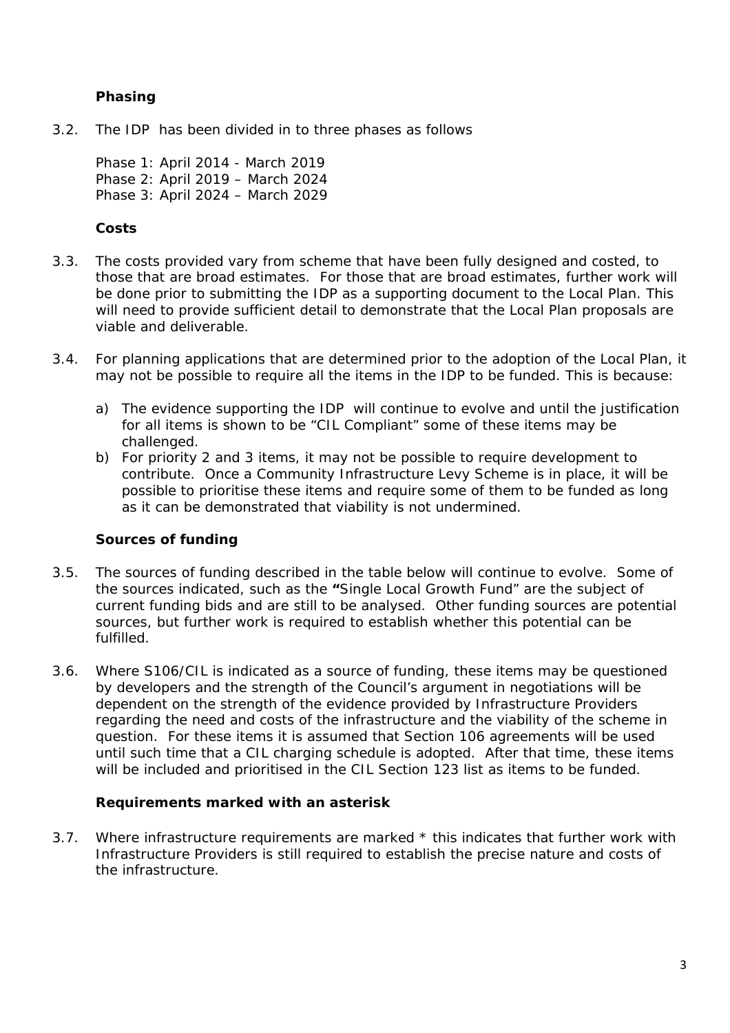### Phasing

3.2. The IDP has been divided in to three phases as follows

Phase 1: April 2014 - March 2019
Phase 2: April 2019 – March 2024
Phase 3: April 2024 – March 2029

### Costs

3.3. The costs provided vary from scheme that have been fully designed and costed, to those that are broad estimates. For those that are broad estimates, further work will be done prior to submitting the IDP as a supporting document to the Local Plan. This will need to provide sufficient detail to demonstrate that the Local Plan proposals are viable and deliverable.

3.4. For planning applications that are determined prior to the adoption of the Local Plan, it may not be possible to require all the items in the IDP to be funded. This is because:

a) The evidence supporting the IDP will continue to evolve and until the justification for all items is shown to be "CIL Compliant" some of these items may be challenged.
b) For priority 2 and 3 items, it may not be possible to require development to contribute. Once a Community Infrastructure Levy Scheme is in place, it will be possible to prioritise these items and require some of them to be funded as long as it can be demonstrated that viability is not undermined.

### Sources of funding

3.5. The sources of funding described in the table below will continue to evolve. Some of the sources indicated, such as the **"**Single Local Growth Fund" are the subject of current funding bids and are still to be analysed. Other funding sources are potential sources, but further work is required to establish whether this potential can be fulfilled.

3.6. Where S106/CIL is indicated as a source of funding, these items may be questioned by developers and the strength of the Council's argument in negotiations will be dependent on the strength of the evidence provided by Infrastructure Providers regarding the need and costs of the infrastructure and the viability of the scheme in question. For these items it is assumed that Section 106 agreements will be used until such time that a CIL charging schedule is adopted. After that time, these items will be included and prioritised in the CIL Section 123 list as items to be funded.

### Requirements marked with an asterisk

3.7. Where infrastructure requirements are marked * this indicates that further work with Infrastructure Providers is still required to establish the precise nature and costs of the infrastructure.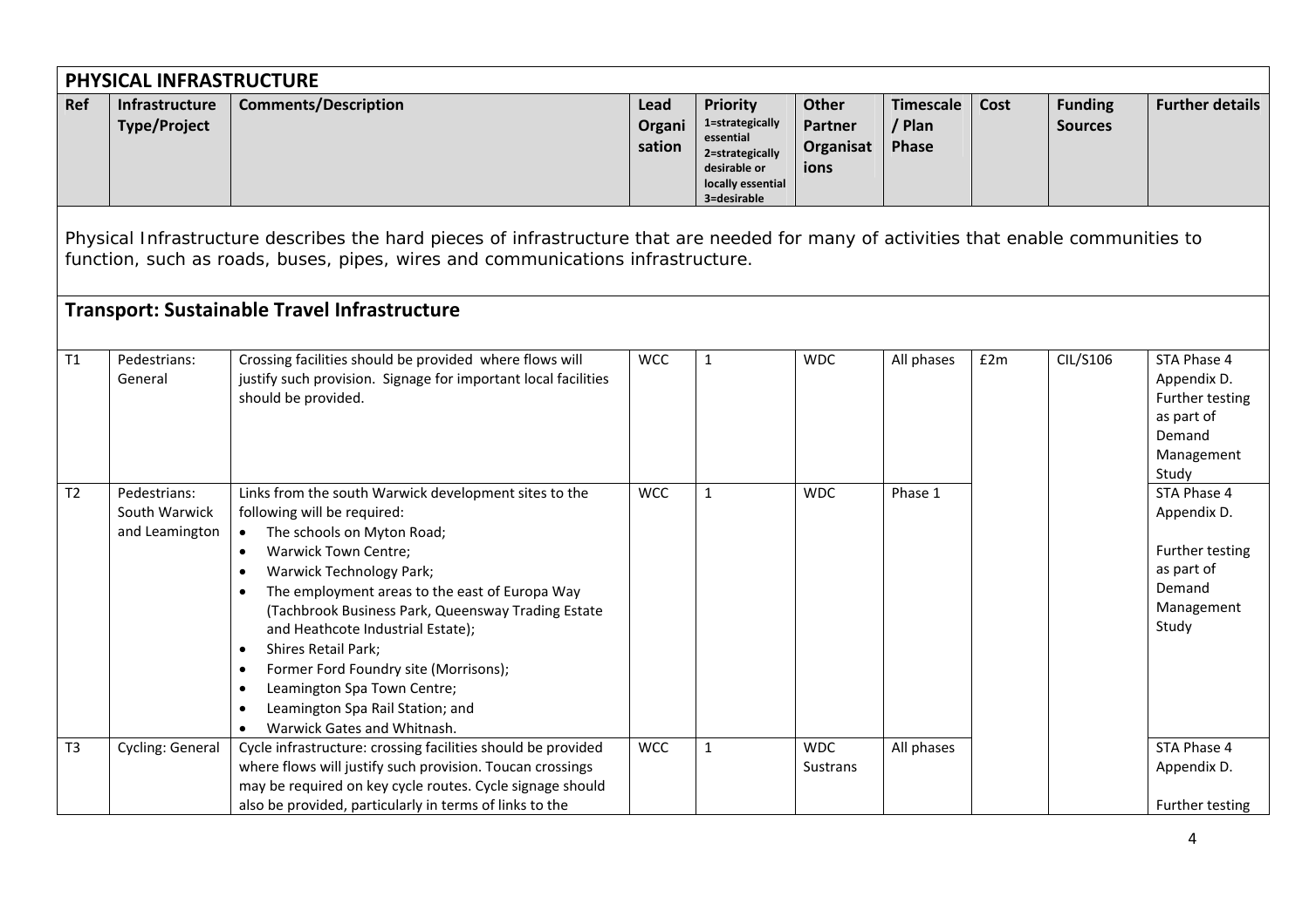## PHYSICAL INFRASTRUCTURE

| Ref | Infrastructure Type/Project | Comments/Description | Lead Organisation | Priority 1=strategically essential 2=strategically desirable or locally essential 3=desirable | Other Partner Organisations | Timescale / Plan Phase | Cost | Funding Sources | Further details |
|---|---|---|---|---|---|---|---|---|---|

Physical Infrastructure describes the hard pieces of infrastructure that are needed for many of activities that enable communities to function, such as roads, buses, pipes, wires and communications infrastructure.

### Transport: Sustainable Travel Infrastructure

| Ref | Infrastructure Type/Project | Comments/Description | Lead Organisation | Priority | Other Partner Organisations | Timescale / Plan Phase | Cost | Funding Sources | Further details |
|---|---|---|---|---|---|---|---|---|---|
| T1 | Pedestrians: General | Crossing facilities should be provided where flows will justify such provision. Signage for important local facilities should be provided. | WCC | 1 | WDC | All phases | £2m | CIL/S106 | STA Phase 4 Appendix D. Further testing as part of Demand Management Study |
| T2 | Pedestrians: South Warwick and Leamington | Links from the south Warwick development sites to the following will be required:<br>• The schools on Myton Road;<br>• Warwick Town Centre;<br>• Warwick Technology Park;<br>• The employment areas to the east of Europa Way (Tachbrook Business Park, Queensway Trading Estate and Heathcote Industrial Estate);<br>• Shires Retail Park;<br>• Former Ford Foundry site (Morrisons);<br>• Leamington Spa Town Centre;<br>• Leamington Spa Rail Station; and<br>• Warwick Gates and Whitnash. | WCC | 1 | WDC | Phase 1 | | | STA Phase 4 Appendix D.<br><br>Further testing as part of Demand Management Study |
| T3 | Cycling: General | Cycle infrastructure: crossing facilities should be provided where flows will justify such provision. Toucan crossings may be required on key cycle routes. Cycle signage should also be provided, particularly in terms of links to the | WCC | 1 | WDC Sustrans | All phases | | | STA Phase 4 Appendix D.<br><br>Further testing |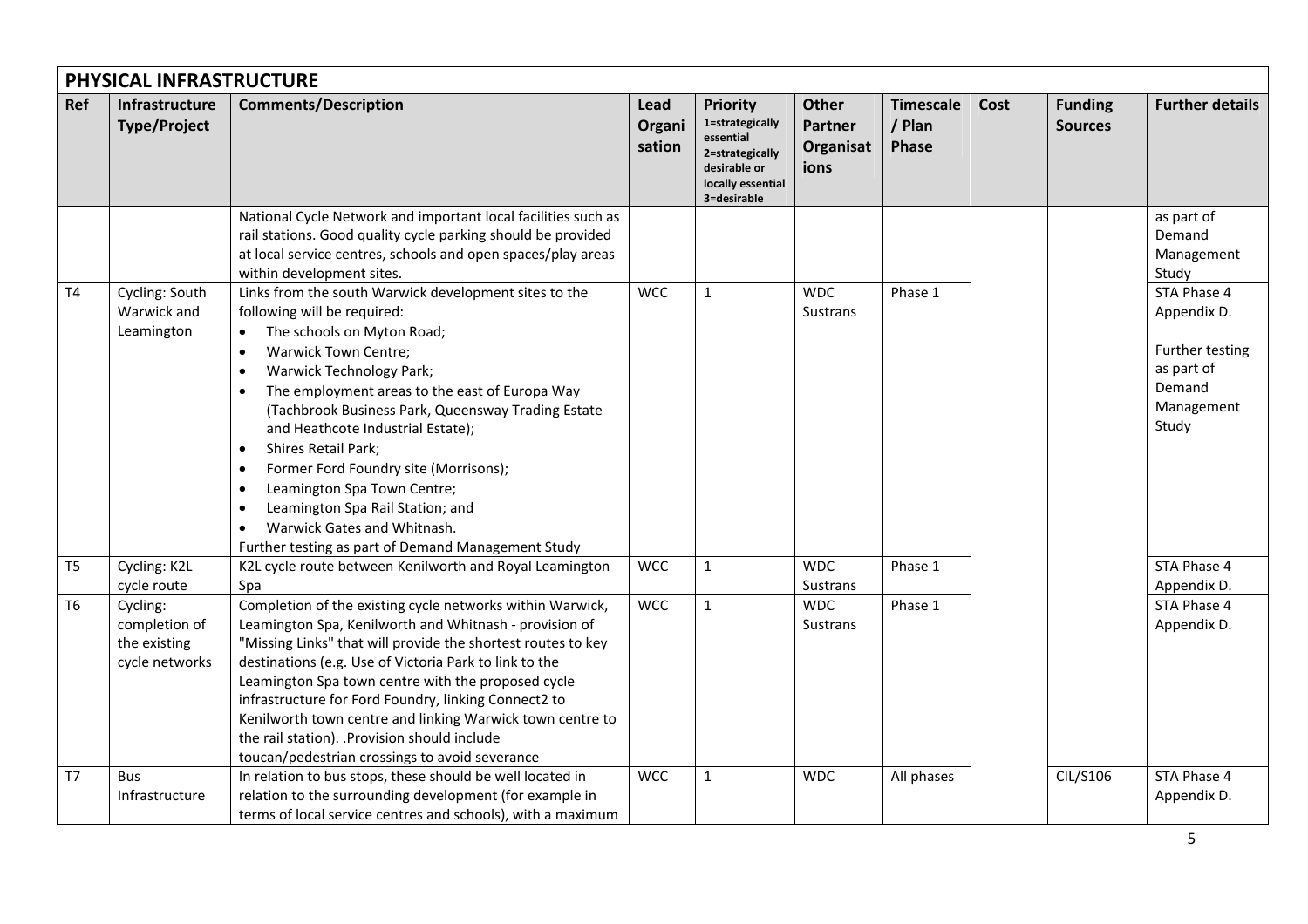## PHYSICAL INFRASTRUCTURE

| Ref | Infrastructure Type/Project | Comments/Description | Lead Organisation | Priority 1=strategically essential 2=strategically desirable or locally essential 3=desirable | Other Partner Organisations | Timescale / Plan Phase | Cost | Funding Sources | Further details |
|---|---|---|---|---|---|---|---|---|---|
| | | National Cycle Network and important local facilities such as rail stations. Good quality cycle parking should be provided at local service centres, schools and open spaces/play areas within development sites. | | | | | | | as part of Demand Management Study |
| T4 | Cycling: South Warwick and Leamington | Links from the south Warwick development sites to the following will be required: <br>• The schools on Myton Road; <br>• Warwick Town Centre; <br>• Warwick Technology Park; <br>• The employment areas to the east of Europa Way (Tachbrook Business Park, Queensway Trading Estate and Heathcote Industrial Estate); <br>• Shires Retail Park; <br>• Former Ford Foundry site (Morrisons); <br>• Leamington Spa Town Centre; <br>• Leamington Spa Rail Station; and <br>• Warwick Gates and Whitnash. <br>Further testing as part of Demand Management Study | WCC | 1 | WDC Sustrans | Phase 1 | | | STA Phase 4 Appendix D. <br><br>Further testing as part of Demand Management Study |
| T5 | Cycling: K2L cycle route | K2L cycle route between Kenilworth and Royal Leamington Spa | WCC | 1 | WDC Sustrans | Phase 1 | | | STA Phase 4 Appendix D. |
| T6 | Cycling: completion of the existing cycle networks | Completion of the existing cycle networks within Warwick, Leamington Spa, Kenilworth and Whitnash - provision of "Missing Links" that will provide the shortest routes to key destinations (e.g. Use of Victoria Park to link to the Leamington Spa town centre with the proposed cycle infrastructure for Ford Foundry, linking Connect2 to Kenilworth town centre and linking Warwick town centre to the rail station). .Provision should include toucan/pedestrian crossings to avoid severance | WCC | 1 | WDC Sustrans | Phase 1 | | | STA Phase 4 Appendix D. |
| T7 | Bus Infrastructure | In relation to bus stops, these should be well located in relation to the surrounding development (for example in terms of local service centres and schools), with a maximum | WCC | 1 | WDC | All phases | | CIL/S106 | STA Phase 4 Appendix D. |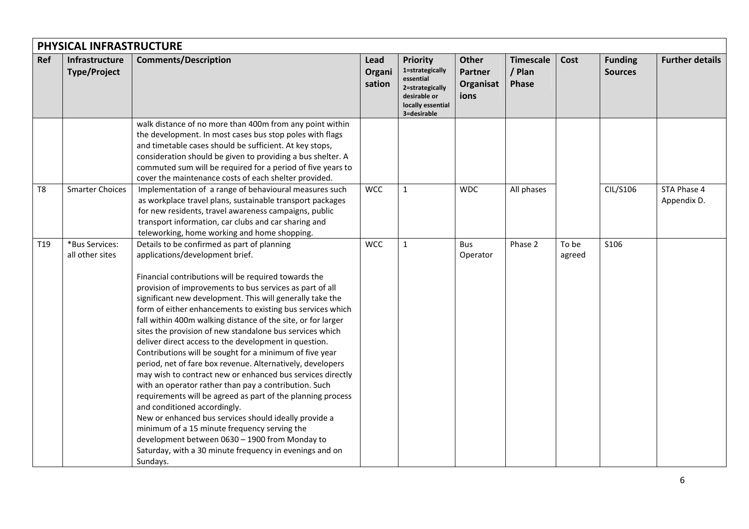## PHYSICAL INFRASTRUCTURE

| Ref | Infrastructure Type/Project | Comments/Description | Lead Organisation | Priority 1=strategically essential 2=strategically desirable or locally essential 3=desirable | Other Partner Organisations | Timescale / Plan Phase | Cost | Funding Sources | Further details |
|---|---|---|---|---|---|---|---|---|---|
| | | walk distance of no more than 400m from any point within the development. In most cases bus stop poles with flags and timetable cases should be sufficient. At key stops, consideration should be given to providing a bus shelter. A commuted sum will be required for a period of five years to cover the maintenance costs of each shelter provided. | | | | | | | |
| T8 | Smarter Choices | Implementation of a range of behavioural measures such as workplace travel plans, sustainable transport packages for new residents, travel awareness campaigns, public transport information, car clubs and car sharing and teleworking, home working and home shopping. | WCC | 1 | WDC | All phases | | CIL/S106 | STA Phase 4 Appendix D. |
| T19 | *Bus Services: all other sites | Details to be confirmed as part of planning applications/development brief.<br><br>Financial contributions will be required towards the provision of improvements to bus services as part of all significant new development. This will generally take the form of either enhancements to existing bus services which fall within 400m walking distance of the site, or for larger sites the provision of new standalone bus services which deliver direct access to the development in question. Contributions will be sought for a minimum of five year period, net of fare box revenue. Alternatively, developers may wish to contract new or enhanced bus services directly with an operator rather than pay a contribution. Such requirements will be agreed as part of the planning process and conditioned accordingly.<br>New or enhanced bus services should ideally provide a minimum of a 15 minute frequency serving the development between 0630 – 1900 from Monday to Saturday, with a 30 minute frequency in evenings and on Sundays. | WCC | 1 | Bus Operator | Phase 2 | To be agreed | S106 | |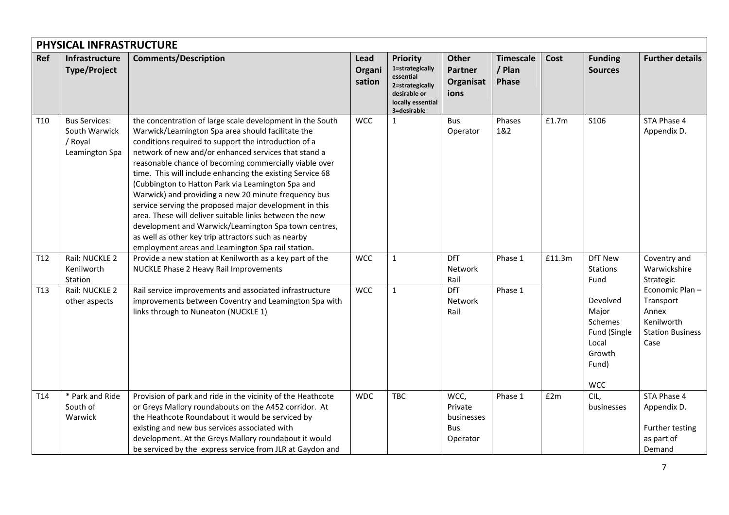## PHYSICAL INFRASTRUCTURE

| Ref | Infrastructure Type/Project | Comments/Description | Lead Organisation | Priority 1=strategically essential 2=strategically desirable or locally essential 3=desirable | Other Partner Organisations | Timescale / Plan Phase | Cost | Funding Sources | Further details |
|---|---|---|---|---|---|---|---|---|---|
| T10 | Bus Services: South Warwick / Royal Leamington Spa | the concentration of large scale development in the South Warwick/Leamington Spa area should facilitate the conditions required to support the introduction of a network of new and/or enhanced services that stand a reasonable chance of becoming commercially viable over time. This will include enhancing the existing Service 68 (Cubbington to Hatton Park via Leamington Spa and Warwick) and providing a new 20 minute frequency bus service serving the proposed major development in this area. These will deliver suitable links between the new development and Warwick/Leamington Spa town centres, as well as other key trip attractors such as nearby employment areas and Leamington Spa rail station. | WCC | 1 | Bus Operator | Phases 1&2 | £1.7m | S106 | STA Phase 4 Appendix D. |
| T12 | Rail: NUCKLE 2 Kenilworth Station | Provide a new station at Kenilworth as a key part of the NUCKLE Phase 2 Heavy Rail Improvements | WCC | 1 | DfT Network Rail | Phase 1 | £11.3m | DfT New Stations Fund<br><br>Devolved Major Schemes Fund (Single Local Growth Fund)<br><br>WCC | Coventry and Warwickshire Strategic Economic Plan – Transport Annex Kenilworth Station Business Case |
| T13 | Rail: NUCKLE 2 other aspects | Rail service improvements and associated infrastructure improvements between Coventry and Leamington Spa with links through to Nuneaton (NUCKLE 1) | WCC | 1 | DfT Network Rail | Phase 1 | | | |
| T14 | * Park and Ride South of Warwick | Provision of park and ride in the vicinity of the Heathcote or Greys Mallory roundabouts on the A452 corridor. At the Heathcote Roundabout it would be serviced by existing and new bus services associated with development. At the Greys Mallory roundabout it would be serviced by the express service from JLR at Gaydon and | WDC | TBC | WCC, Private businesses Bus Operator | Phase 1 | £2m | CIL, businesses | STA Phase 4 Appendix D.<br><br>Further testing as part of Demand |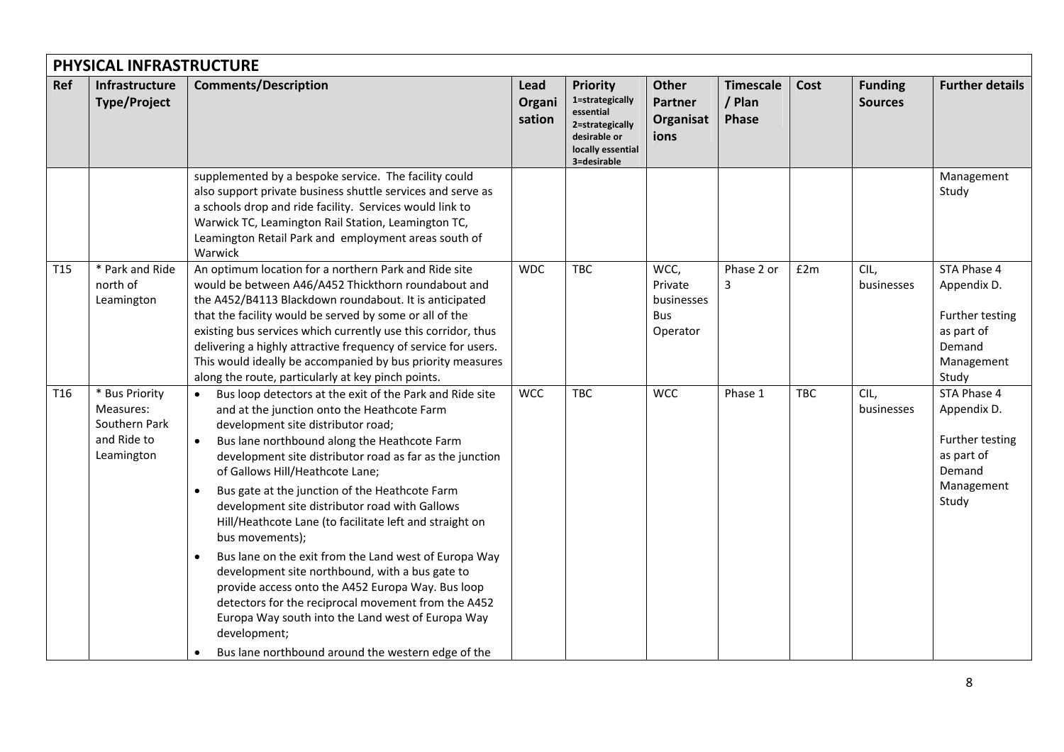## PHYSICAL INFRASTRUCTURE

| Ref | Infrastructure Type/Project | Comments/Description | Lead Organisation | Priority 1=strategically essential 2=strategically desirable or locally essential 3=desirable | Other Partner Organisations | Timescale / Plan Phase | Cost | Funding Sources | Further details |
|---|---|---|---|---|---|---|---|---|---|
| | | supplemented by a bespoke service. The facility could also support private business shuttle services and serve as a schools drop and ride facility. Services would link to Warwick TC, Leamington Rail Station, Leamington TC, Leamington Retail Park and employment areas south of Warwick | | | | | | | Management Study |
| T15 | * Park and Ride north of Leamington | An optimum location for a northern Park and Ride site would be between A46/A452 Thickthorn roundabout and the A452/B4113 Blackdown roundabout. It is anticipated that the facility would be served by some or all of the existing bus services which currently use this corridor, thus delivering a highly attractive frequency of service for users. This would ideally be accompanied by bus priority measures along the route, particularly at key pinch points. | WDC | TBC | WCC, Private businesses Bus Operator | Phase 2 or 3 | £2m | CIL, businesses | STA Phase 4 Appendix D.<br><br>Further testing as part of Demand Management Study |
| T16 | * Bus Priority Measures: Southern Park and Ride to Leamington | • Bus loop detectors at the exit of the Park and Ride site and at the junction onto the Heathcote Farm development site distributor road;<br>• Bus lane northbound along the Heathcote Farm development site distributor road as far as the junction of Gallows Hill/Heathcote Lane;<br>• Bus gate at the junction of the Heathcote Farm development site distributor road with Gallows Hill/Heathcote Lane (to facilitate left and straight on bus movements);<br>• Bus lane on the exit from the Land west of Europa Way development site northbound, with a bus gate to provide access onto the A452 Europa Way. Bus loop detectors for the reciprocal movement from the A452 Europa Way south into the Land west of Europa Way development;<br>• Bus lane northbound around the western edge of the | WCC | TBC | WCC | Phase 1 | TBC | CIL, businesses | STA Phase 4 Appendix D.<br><br>Further testing as part of Demand Management Study |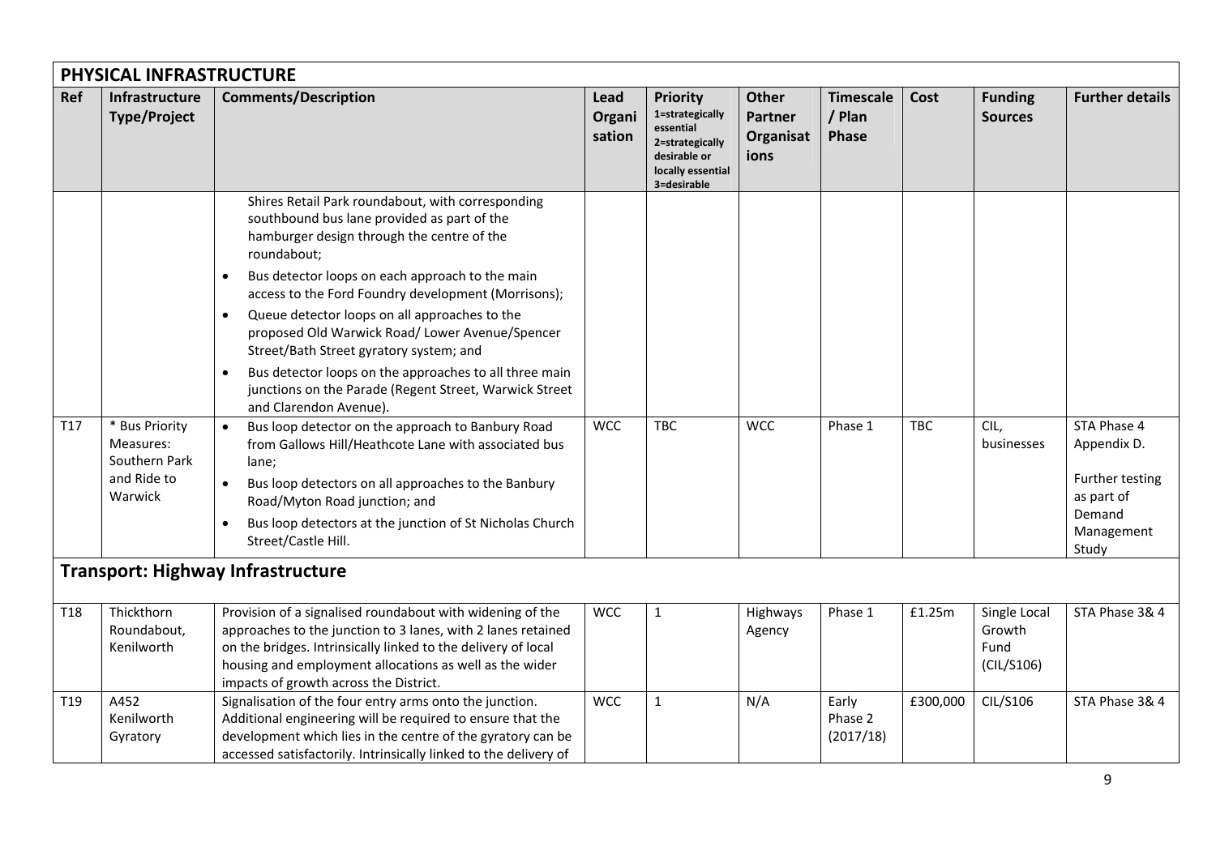## PHYSICAL INFRASTRUCTURE

| Ref | Infrastructure Type/Project | Comments/Description | Lead Organisation | Priority 1=strategically essential 2=strategically desirable or locally essential 3=desirable | Other Partner Organisations | Timescale / Plan Phase | Cost | Funding Sources | Further details |
|---|---|---|---|---|---|---|---|---|---|
| | | Shires Retail Park roundabout, with corresponding southbound bus lane provided as part of the hamburger design through the centre of the roundabout;<br>• Bus detector loops on each approach to the main access to the Ford Foundry development (Morrisons);<br>• Queue detector loops on all approaches to the proposed Old Warwick Road/ Lower Avenue/Spencer Street/Bath Street gyratory system; and<br>• Bus detector loops on the approaches to all three main junctions on the Parade (Regent Street, Warwick Street and Clarendon Avenue). | | | | | | | |
| T17 | * Bus Priority Measures: Southern Park and Ride to Warwick | • Bus loop detector on the approach to Banbury Road from Gallows Hill/Heathcote Lane with associated bus lane;<br>• Bus loop detectors on all approaches to the Banbury Road/Myton Road junction; and<br>• Bus loop detectors at the junction of St Nicholas Church Street/Castle Hill. | WCC | TBC | WCC | Phase 1 | TBC | CIL, businesses | STA Phase 4 Appendix D.<br><br>Further testing as part of Demand Management Study |
| **Transport: Highway Infrastructure** | | | | | | | | | |
| T18 | Thickthorn Roundabout, Kenilworth | Provision of a signalised roundabout with widening of the approaches to the junction to 3 lanes, with 2 lanes retained on the bridges. Intrinsically linked to the delivery of local housing and employment allocations as well as the wider impacts of growth across the District. | WCC | 1 | Highways Agency | Phase 1 | £1.25m | Single Local Growth Fund (CIL/S106) | STA Phase 3& 4 |
| T19 | A452 Kenilworth Gyratory | Signalisation of the four entry arms onto the junction. Additional engineering will be required to ensure that the development which lies in the centre of the gyratory can be accessed satisfactorily. Intrinsically linked to the delivery of | WCC | 1 | N/A | Early Phase 2 (2017/18) | £300,000 | CIL/S106 | STA Phase 3& 4 |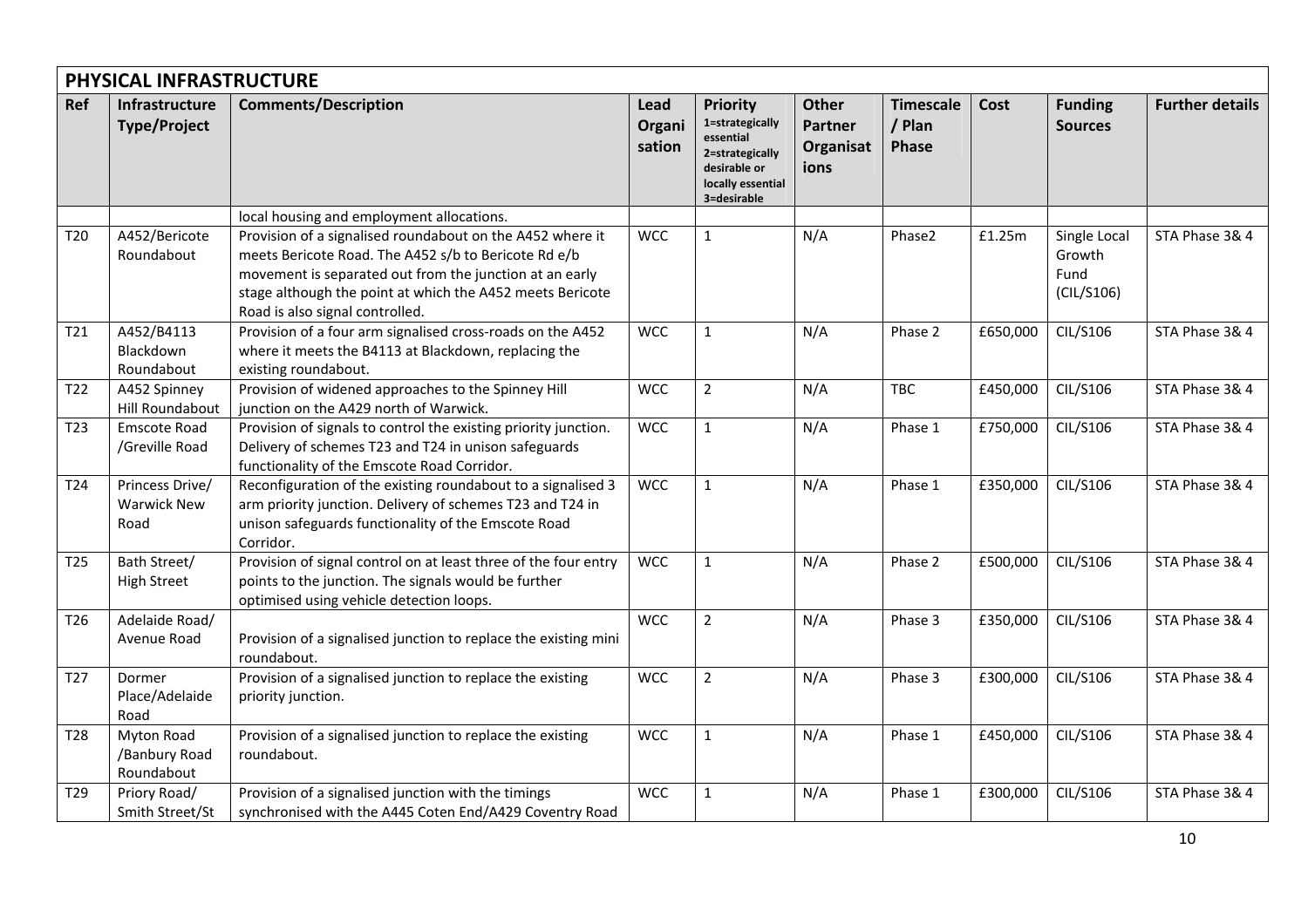## PHYSICAL INFRASTRUCTURE

| Ref | Infrastructure Type/Project | Comments/Description | Lead Organisation | Priority 1=strategically essential 2=strategically desirable or locally essential 3=desirable | Other Partner Organisations | Timescale / Plan Phase | Cost | Funding Sources | Further details |
|---|---|---|---|---|---|---|---|---|---|
| | | local housing and employment allocations. | | | | | | | |
| T20 | A452/Bericote Roundabout | Provision of a signalised roundabout on the A452 where it meets Bericote Road. The A452 s/b to Bericote Rd e/b movement is separated out from the junction at an early stage although the point at which the A452 meets Bericote Road is also signal controlled. | WCC | 1 | N/A | Phase2 | £1.25m | Single Local Growth Fund (CIL/S106) | STA Phase 3& 4 |
| T21 | A452/B4113 Blackdown Roundabout | Provision of a four arm signalised cross-roads on the A452 where it meets the B4113 at Blackdown, replacing the existing roundabout. | WCC | 1 | N/A | Phase 2 | £650,000 | CIL/S106 | STA Phase 3& 4 |
| T22 | A452 Spinney Hill Roundabout | Provision of widened approaches to the Spinney Hill junction on the A429 north of Warwick. | WCC | 2 | N/A | TBC | £450,000 | CIL/S106 | STA Phase 3& 4 |
| T23 | Emscote Road /Greville Road | Provision of signals to control the existing priority junction. Delivery of schemes T23 and T24 in unison safeguards functionality of the Emscote Road Corridor. | WCC | 1 | N/A | Phase 1 | £750,000 | CIL/S106 | STA Phase 3& 4 |
| T24 | Princess Drive/ Warwick New Road | Reconfiguration of the existing roundabout to a signalised 3 arm priority junction. Delivery of schemes T23 and T24 in unison safeguards functionality of the Emscote Road Corridor. | WCC | 1 | N/A | Phase 1 | £350,000 | CIL/S106 | STA Phase 3& 4 |
| T25 | Bath Street/ High Street | Provision of signal control on at least three of the four entry points to the junction. The signals would be further optimised using vehicle detection loops. | WCC | 1 | N/A | Phase 2 | £500,000 | CIL/S106 | STA Phase 3& 4 |
| T26 | Adelaide Road/ Avenue Road | Provision of a signalised junction to replace the existing mini roundabout. | WCC | 2 | N/A | Phase 3 | £350,000 | CIL/S106 | STA Phase 3& 4 |
| T27 | Dormer Place/Adelaide Road | Provision of a signalised junction to replace the existing priority junction. | WCC | 2 | N/A | Phase 3 | £300,000 | CIL/S106 | STA Phase 3& 4 |
| T28 | Myton Road /Banbury Road Roundabout | Provision of a signalised junction to replace the existing roundabout. | WCC | 1 | N/A | Phase 1 | £450,000 | CIL/S106 | STA Phase 3& 4 |
| T29 | Priory Road/ Smith Street/St | Provision of a signalised junction with the timings synchronised with the A445 Coten End/A429 Coventry Road | WCC | 1 | N/A | Phase 1 | £300,000 | CIL/S106 | STA Phase 3& 4 |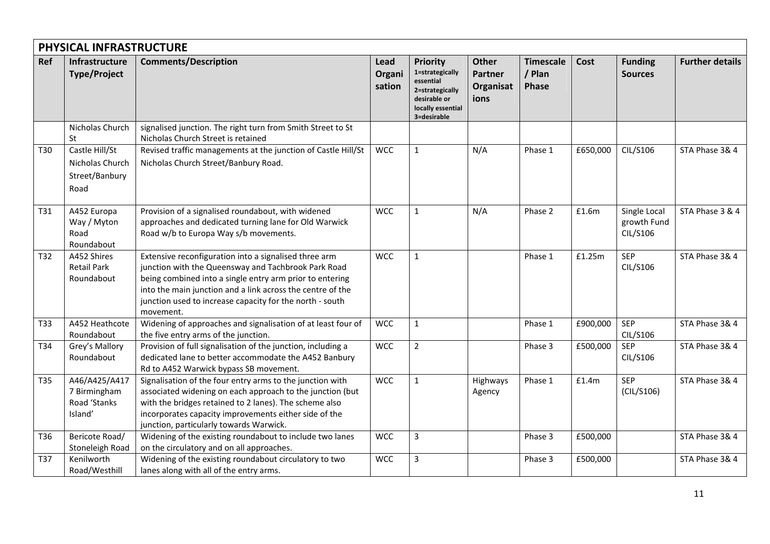## PHYSICAL INFRASTRUCTURE

| Ref | Infrastructure Type/Project | Comments/Description | Lead Organisation | Priority 1=strategically essential 2=strategically desirable or locally essential 3=desirable | Other Partner Organisations | Timescale / Plan Phase | Cost | Funding Sources | Further details |
|---|---|---|---|---|---|---|---|---|---|
| | Nicholas Church St | signalised junction. The right turn from Smith Street to St Nicholas Church Street is retained | | | | | | | |
| T30 | Castle Hill/St Nicholas Church Street/Banbury Road | Revised traffic managements at the junction of Castle Hill/St Nicholas Church Street/Banbury Road. | WCC | 1 | N/A | Phase 1 | £650,000 | CIL/S106 | STA Phase 3& 4 |
| T31 | A452 Europa Way / Myton Road Roundabout | Provision of a signalised roundabout, with widened approaches and dedicated turning lane for Old Warwick Road w/b to Europa Way s/b movements. | WCC | 1 | N/A | Phase 2 | £1.6m | Single Local growth Fund CIL/S106 | STA Phase 3 & 4 |
| T32 | A452 Shires Retail Park Roundabout | Extensive reconfiguration into a signalised three arm junction with the Queensway and Tachbrook Park Road being combined into a single entry arm prior to entering into the main junction and a link across the centre of the junction used to increase capacity for the north - south movement. | WCC | 1 | | Phase 1 | £1.25m | SEP CIL/S106 | STA Phase 3& 4 |
| T33 | A452 Heathcote Roundabout | Widening of approaches and signalisation of at least four of the five entry arms of the junction. | WCC | 1 | | Phase 1 | £900,000 | SEP CIL/S106 | STA Phase 3& 4 |
| T34 | Grey's Mallory Roundabout | Provision of full signalisation of the junction, including a dedicated lane to better accommodate the A452 Banbury Rd to A452 Warwick bypass SB movement. | WCC | 2 | | Phase 3 | £500,000 | SEP CIL/S106 | STA Phase 3& 4 |
| T35 | A46/A425/A417 7 Birmingham Road 'Stanks Island' | Signalisation of the four entry arms to the junction with associated widening on each approach to the junction (but with the bridges retained to 2 lanes). The scheme also incorporates capacity improvements either side of the junction, particularly towards Warwick. | WCC | 1 | Highways Agency | Phase 1 | £1.4m | SEP (CIL/S106) | STA Phase 3& 4 |
| T36 | Bericote Road/ Stoneleigh Road | Widening of the existing roundabout to include two lanes on the circulatory and on all approaches. | WCC | 3 | | Phase 3 | £500,000 | | STA Phase 3& 4 |
| T37 | Kenilworth Road/Westhill | Widening of the existing roundabout circulatory to two lanes along with all of the entry arms. | WCC | 3 | | Phase 3 | £500,000 | | STA Phase 3& 4 |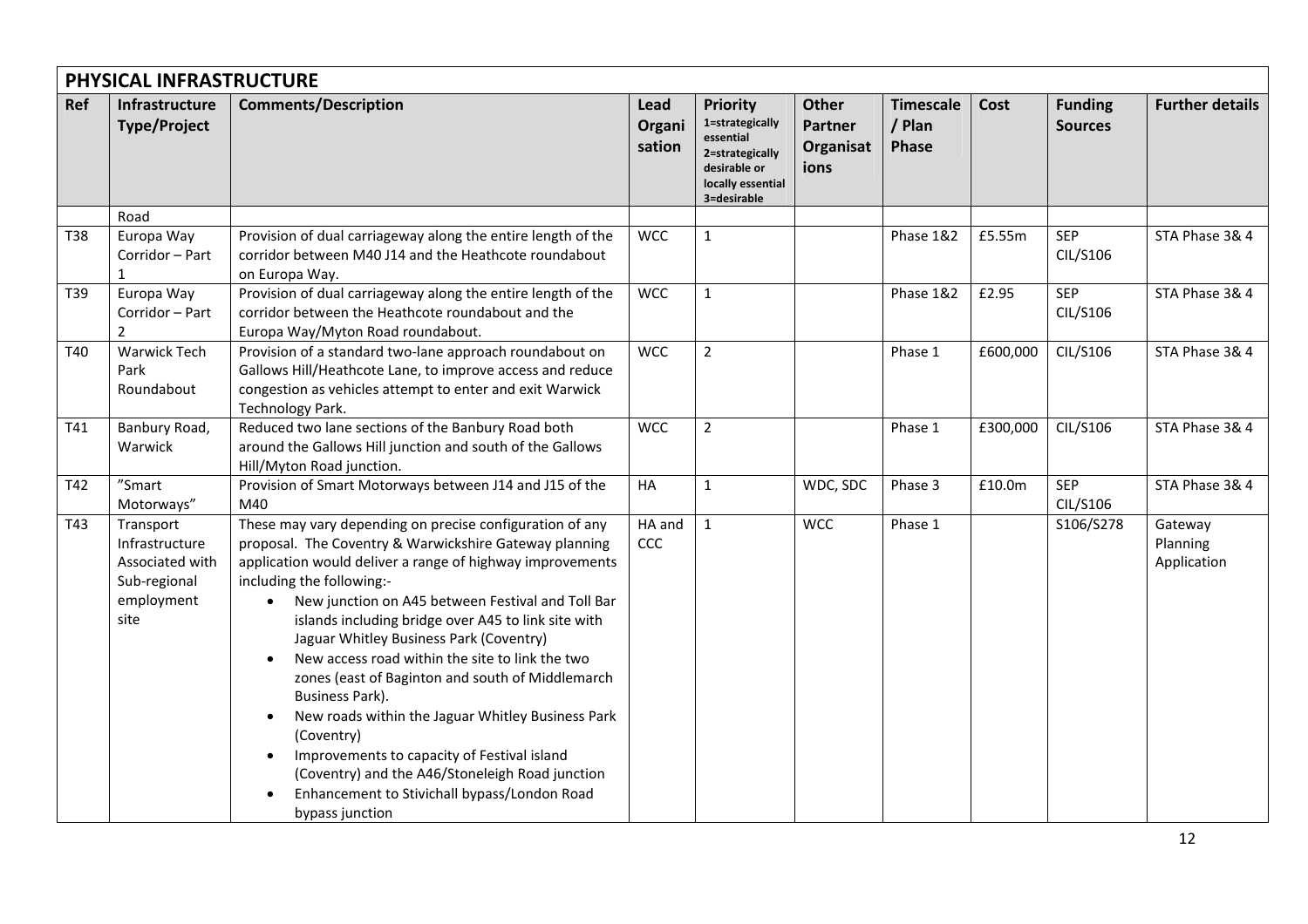## PHYSICAL INFRASTRUCTURE

| Ref | Infrastructure Type/Project | Comments/Description | Lead Organisation | Priority 1=strategically essential 2=strategically desirable or locally essential 3=desirable | Other Partner Organisations | Timescale / Plan Phase | Cost | Funding Sources | Further details |
|---|---|---|---|---|---|---|---|---|---|
| | Road | | | | | | | | |
| T38 | Europa Way Corridor – Part 1 | Provision of dual carriageway along the entire length of the corridor between M40 J14 and the Heathcote roundabout on Europa Way. | WCC | 1 | | Phase 1&2 | £5.55m | SEP CIL/S106 | STA Phase 3& 4 |
| T39 | Europa Way Corridor – Part 2 | Provision of dual carriageway along the entire length of the corridor between the Heathcote roundabout and the Europa Way/Myton Road roundabout. | WCC | 1 | | Phase 1&2 | £2.95 | SEP CIL/S106 | STA Phase 3& 4 |
| T40 | Warwick Tech Park Roundabout | Provision of a standard two-lane approach roundabout on Gallows Hill/Heathcote Lane, to improve access and reduce congestion as vehicles attempt to enter and exit Warwick Technology Park. | WCC | 2 | | Phase 1 | £600,000 | CIL/S106 | STA Phase 3& 4 |
| T41 | Banbury Road, Warwick | Reduced two lane sections of the Banbury Road both around the Gallows Hill junction and south of the Gallows Hill/Myton Road junction. | WCC | 2 | | Phase 1 | £300,000 | CIL/S106 | STA Phase 3& 4 |
| T42 | "Smart Motorways" | Provision of Smart Motorways between J14 and J15 of the M40 | HA | 1 | WDC, SDC | Phase 3 | £10.0m | SEP CIL/S106 | STA Phase 3& 4 |
| T43 | Transport Infrastructure Associated with Sub-regional employment site | These may vary depending on precise configuration of any proposal. The Coventry & Warwickshire Gateway planning application would deliver a range of highway improvements including the following:-<br>• New junction on A45 between Festival and Toll Bar islands including bridge over A45 to link site with Jaguar Whitley Business Park (Coventry)<br>• New access road within the site to link the two zones (east of Baginton and south of Middlemarch Business Park).<br>• New roads within the Jaguar Whitley Business Park (Coventry)<br>• Improvements to capacity of Festival island (Coventry) and the A46/Stoneleigh Road junction<br>• Enhancement to Stivichall bypass/London Road bypass junction | HA and CCC | 1 | WCC | Phase 1 | | S106/S278 | Gateway Planning Application |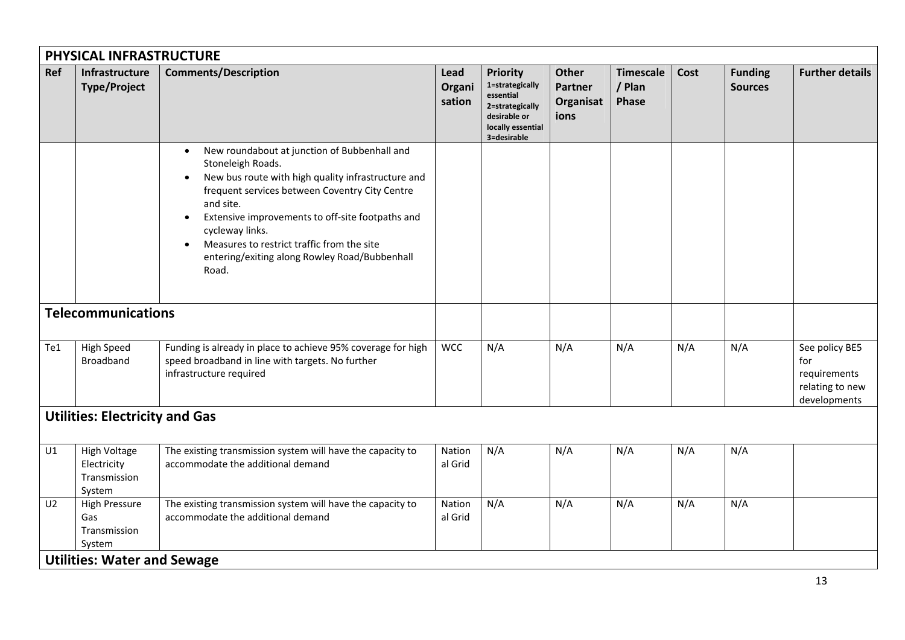## PHYSICAL INFRASTRUCTURE

| Ref | Infrastructure Type/Project | Comments/Description | Lead Organisation | Priority 1=strategically essential 2=strategically desirable or locally essential 3=desirable | Other Partner Organisations | Timescale / Plan Phase | Cost | Funding Sources | Further details |
|---|---|---|---|---|---|---|---|---|---|
| | | • New roundabout at junction of Bubbenhall and Stoneleigh Roads.<br>• New bus route with high quality infrastructure and frequent services between Coventry City Centre and site.<br>• Extensive improvements to off-site footpaths and cycleway links.<br>• Measures to restrict traffic from the site entering/exiting along Rowley Road/Bubbenhall Road. | | | | | | | |
| **Telecommunications** | | | | | | | | | |
| Te1 | High Speed Broadband | Funding is already in place to achieve 95% coverage for high speed broadband in line with targets. No further infrastructure required | WCC | N/A | N/A | N/A | N/A | N/A | See policy BE5 for requirements relating to new developments |
| **Utilities: Electricity and Gas** | | | | | | | | | |
| U1 | High Voltage Electricity Transmission System | The existing transmission system will have the capacity to accommodate the additional demand | National Grid | N/A | N/A | N/A | N/A | N/A | |
| U2 | High Pressure Gas Transmission System | The existing transmission system will have the capacity to accommodate the additional demand | National Grid | N/A | N/A | N/A | N/A | N/A | |
| **Utilities: Water and Sewage** | | | | | | | | | |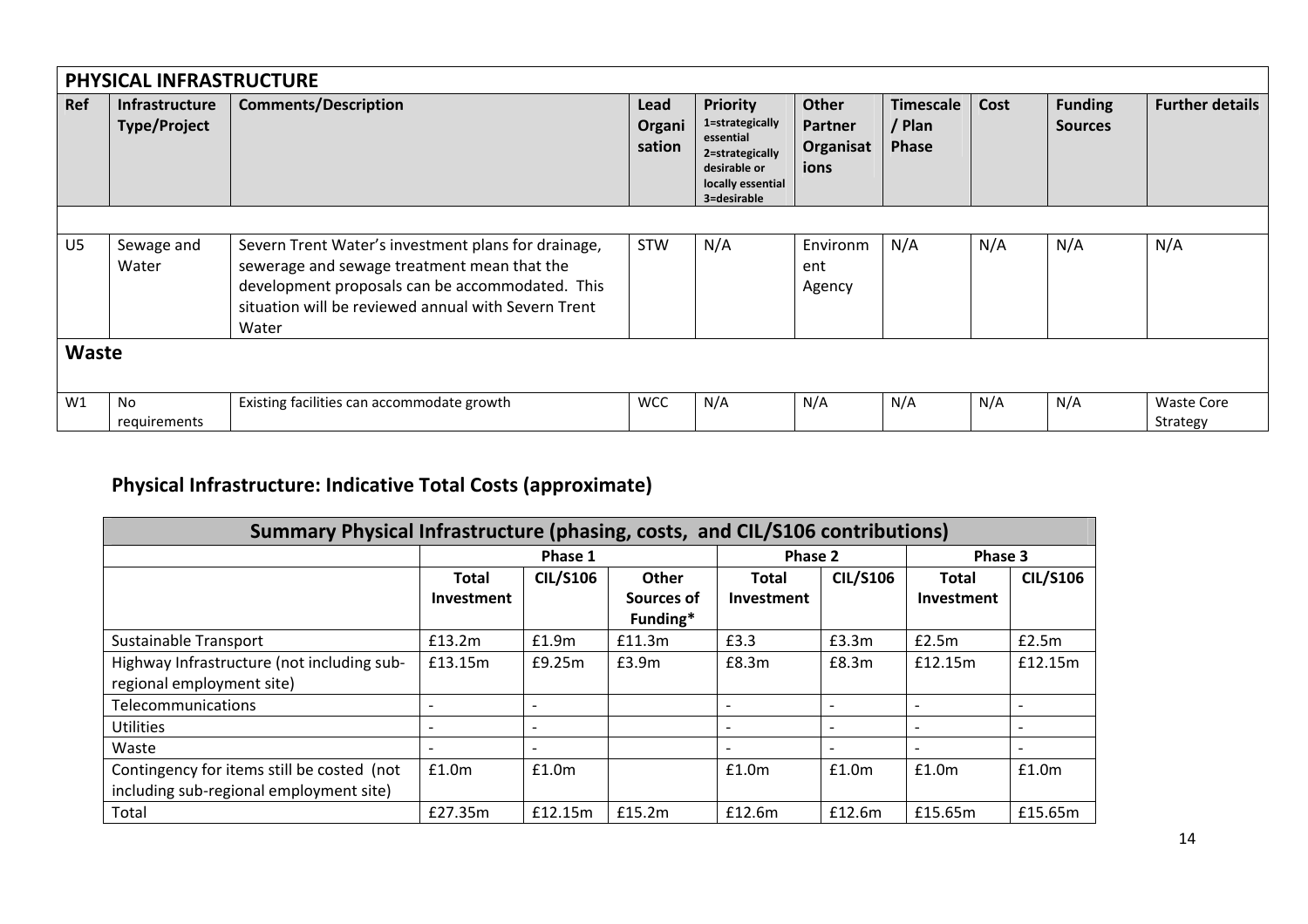## PHYSICAL INFRASTRUCTURE

| Ref | Infrastructure Type/Project | Comments/Description | Lead Organisation | Priority 1=strategically essential 2=strategically desirable or locally essential 3=desirable | Other Partner Organisations | Timescale / Plan Phase | Cost | Funding Sources | Further details |
|---|---|---|---|---|---|---|---|---|---|
| | | | | | | | | | |
| U5 | Sewage and Water | Severn Trent Water's investment plans for drainage, sewerage and sewage treatment mean that the development proposals can be accommodated. This situation will be reviewed annual with Severn Trent Water | STW | N/A | Environment Agency | N/A | N/A | N/A | N/A |
| **Waste** | | | | | | | | | |
| W1 | No requirements | Existing facilities can accommodate growth | WCC | N/A | N/A | N/A | N/A | N/A | Waste Core Strategy |

## Physical Infrastructure: Indicative Total Costs (approximate)

| Summary Physical Infrastructure (phasing, costs, and CIL/S106 contributions) | | | | | | | |
|---|---|---|---|---|---|---|---|
| | Phase 1 | | | Phase 2 | | Phase 3 | |
| | Total Investment | CIL/S106 | Other Sources of Funding* | Total Investment | CIL/S106 | Total Investment | CIL/S106 |
| Sustainable Transport | £13.2m | £1.9m | £11.3m | £3.3 | £3.3m | £2.5m | £2.5m |
| Highway Infrastructure (not including sub-regional employment site) | £13.15m | £9.25m | £3.9m | £8.3m | £8.3m | £12.15m | £12.15m |
| Telecommunications | - | - | | - | - | - | - |
| Utilities | - | - | | - | - | - | - |
| Waste | - | - | | - | - | - | - |
| Contingency for items still be costed (not including sub-regional employment site) | £1.0m | £1.0m | | £1.0m | £1.0m | £1.0m | £1.0m |
| Total | £27.35m | £12.15m | £15.2m | £12.6m | £12.6m | £15.65m | £15.65m |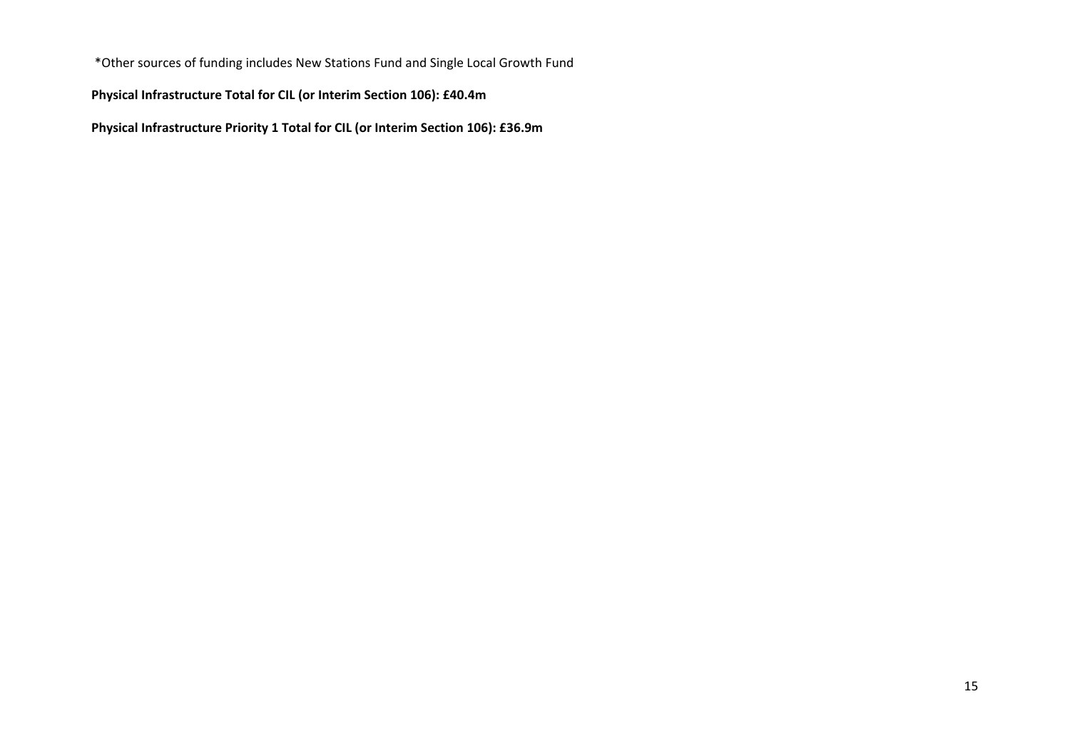*Other sources of funding includes New Stations Fund and Single Local Growth Fund

**Physical Infrastructure Total for CIL (or Interim Section 106): £40.4m**

**Physical Infrastructure Priority 1 Total for CIL (or Interim Section 106): £36.9m**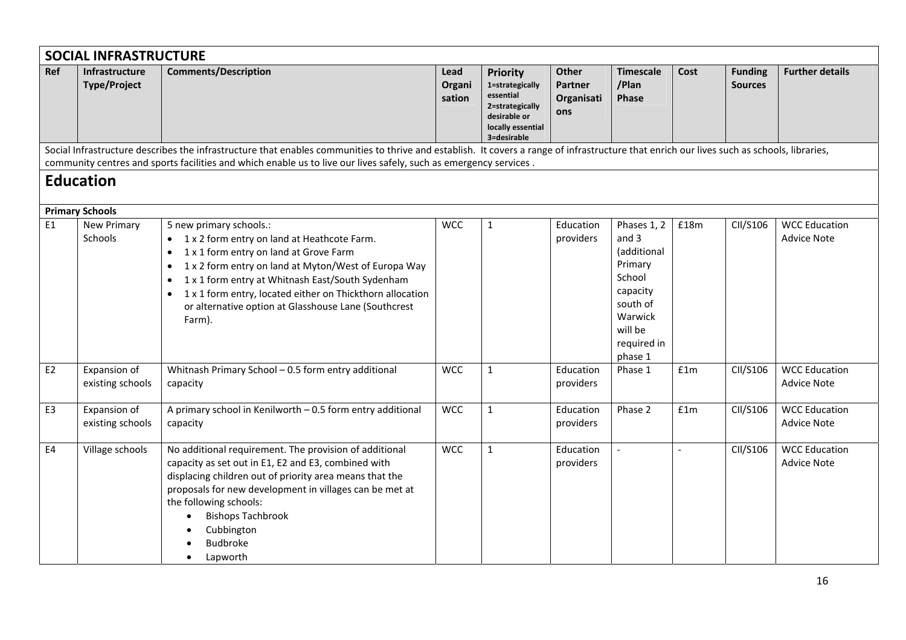## SOCIAL INFRASTRUCTURE

| Ref | Infrastructure Type/Project | Comments/Description | Lead Organisation | Priority 1=strategically essential 2=strategically desirable or locally essential 3=desirable | Other Partner Organisations | Timescale /Plan Phase | Cost | Funding Sources | Further details |
|---|---|---|---|---|---|---|---|---|---|

Social Infrastructure describes the infrastructure that enables communities to thrive and establish. It covers a range of infrastructure that enrich our lives such as schools, libraries, community centres and sports facilities and which enable us to live our lives safely, such as emergency services .

## Education

### Primary Schools

| Ref | Infrastructure Type/Project | Comments/Description | Lead Organisation | Priority | Other Partner Organisations | Timescale /Plan Phase | Cost | Funding Sources | Further details |
|---|---|---|---|---|---|---|---|---|---|
| E1 | New Primary Schools | 5 new primary schools.: <br>• 1 x 2 form entry on land at Heathcote Farm. <br>• 1 x 1 form entry on land at Grove Farm <br>• 1 x 2 form entry on land at Myton/West of Europa Way <br>• 1 x 1 form entry at Whitnash East/South Sydenham <br>• 1 x 1 form entry, located either on Thickthorn allocation or alternative option at Glasshouse Lane (Southcrest Farm). | WCC | 1 | Education providers | Phases 1, 2 and 3 (additional Primary School capacity south of Warwick will be required in phase 1 | £18m | CIl/S106 | WCC Education Advice Note |
| E2 | Expansion of existing schools | Whitnash Primary School – 0.5 form entry additional capacity | WCC | 1 | Education providers | Phase 1 | £1m | CIl/S106 | WCC Education Advice Note |
| E3 | Expansion of existing schools | A primary school in Kenilworth – 0.5 form entry additional capacity | WCC | 1 | Education providers | Phase 2 | £1m | CIl/S106 | WCC Education Advice Note |
| E4 | Village schools | No additional requirement. The provision of additional capacity as set out in E1, E2 and E3, combined with displacing children out of priority area means that the proposals for new development in villages can be met at the following schools: <br>• Bishops Tachbrook <br>• Cubbington <br>• Budbroke <br>• Lapworth | WCC | 1 | Education providers | - | - | CIl/S106 | WCC Education Advice Note |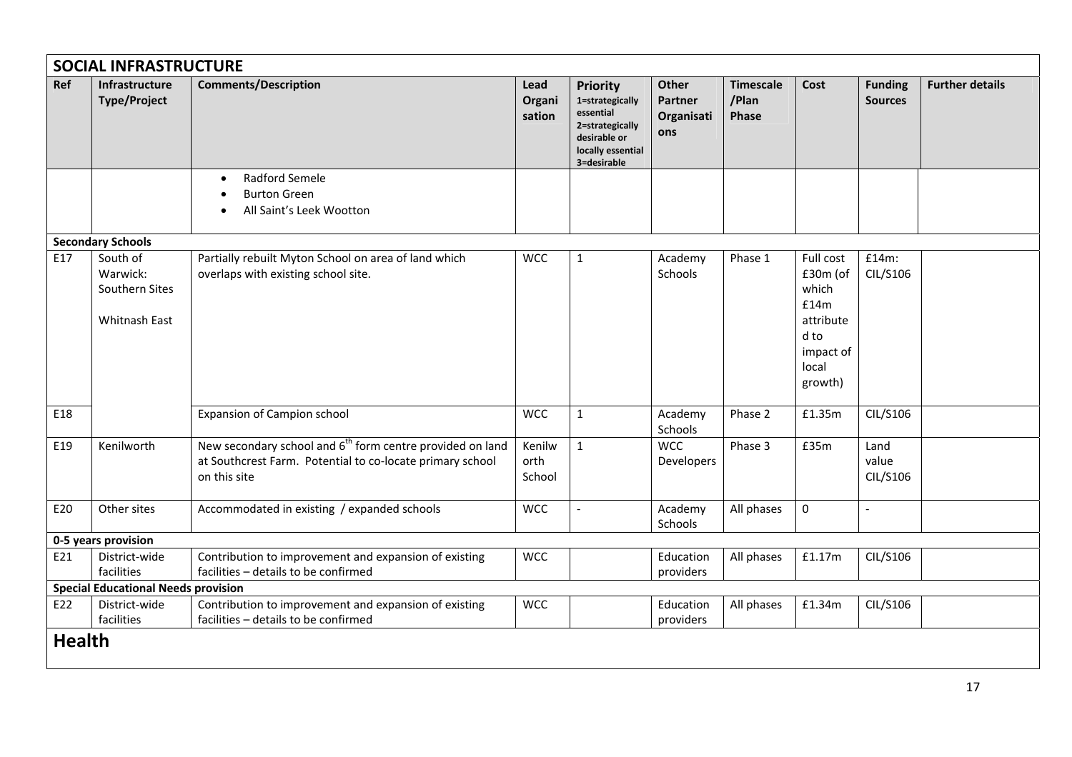## SOCIAL INFRASTRUCTURE

| Ref | Infrastructure Type/Project | Comments/Description | Lead Organisation | Priority 1=strategically essential 2=strategically desirable or locally essential 3=desirable | Other Partner Organisations | Timescale /Plan Phase | Cost | Funding Sources | Further details |
|---|---|---|---|---|---|---|---|---|---|
| | | • Radford Semele<br>• Burton Green<br>• All Saint's Leek Wootton | | | | | | | |
| **Secondary Schools** | | | | | | | | | |
| E17 | South of Warwick: Southern Sites<br><br>Whitnash East | Partially rebuilt Myton School on area of land which overlaps with existing school site. | WCC | 1 | Academy Schools | Phase 1 | Full cost £30m (of which £14m attributed to impact of local growth) | £14m: CIL/S106 | |
| E18 | | Expansion of Campion school | WCC | 1 | Academy Schools | Phase 2 | £1.35m | CIL/S106 | |
| E19 | Kenilworth | New secondary school and 6th form centre provided on land at Southcrest Farm. Potential to co-locate primary school on this site | Kenilworth School | 1 | WCC Developers | Phase 3 | £35m | Land value CIL/S106 | |
| E20 | Other sites | Accommodated in existing / expanded schools | WCC | - | Academy Schools | All phases | 0 | - | |
| **0-5 years provision** | | | | | | | | | |
| E21 | District-wide facilities | Contribution to improvement and expansion of existing facilities – details to be confirmed | WCC | | Education providers | All phases | £1.17m | CIL/S106 | |
| **Special Educational Needs provision** | | | | | | | | | |
| E22 | District-wide facilities | Contribution to improvement and expansion of existing facilities – details to be confirmed | WCC | | Education providers | All phases | £1.34m | CIL/S106 | |

## Health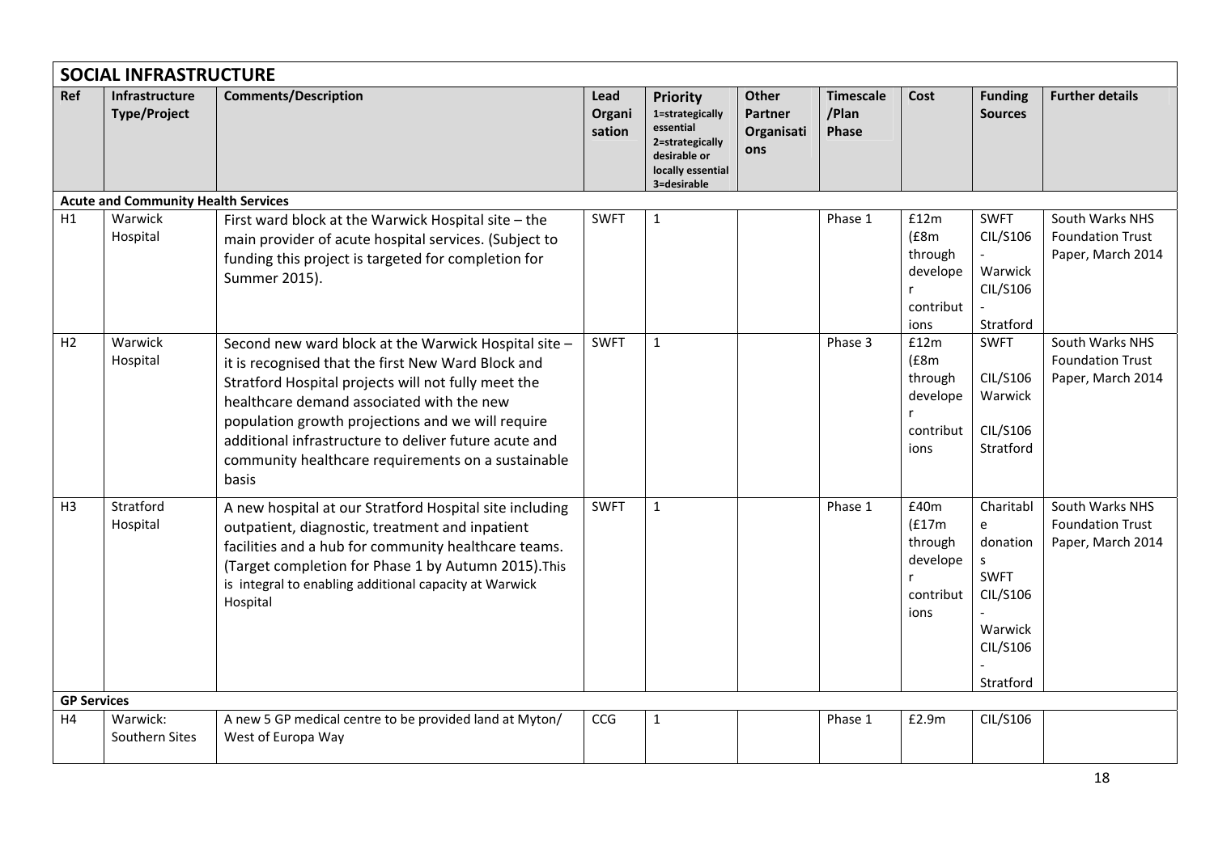## SOCIAL INFRASTRUCTURE

| Ref | Infrastructure Type/Project | Comments/Description | Lead Organisation | Priority 1=strategically essential 2=strategically desirable or locally essential 3=desirable | Other Partner Organisations | Timescale /Plan Phase | Cost | Funding Sources | Further details |
|---|---|---|---|---|---|---|---|---|---|
| **Acute and Community Health Services** | | | | | | | | | |
| H1 | Warwick Hospital | First ward block at the Warwick Hospital site – the main provider of acute hospital services. (Subject to funding this project is targeted for completion for Summer 2015). | SWFT | 1 | | Phase 1 | £12m (£8m through developer contributions | SWFT CIL/S106 - Warwick CIL/S106 - Stratford | South Warks NHS Foundation Trust Paper, March 2014 |
| H2 | Warwick Hospital | Second new ward block at the Warwick Hospital site – it is recognised that the first New Ward Block and Stratford Hospital projects will not fully meet the healthcare demand associated with the new population growth projections and we will require additional infrastructure to deliver future acute and community healthcare requirements on a sustainable basis | SWFT | 1 | | Phase 3 | £12m (£8m through developer contributions | SWFT CIL/S106 Warwick CIL/S106 Stratford | South Warks NHS Foundation Trust Paper, March 2014 |
| H3 | Stratford Hospital | A new hospital at our Stratford Hospital site including outpatient, diagnostic, treatment and inpatient facilities and a hub for community healthcare teams. (Target completion for Phase 1 by Autumn 2015).This is integral to enabling additional capacity at Warwick Hospital | SWFT | 1 | | Phase 1 | £40m (£17m through developer contributions | Charitable donations SWFT CIL/S106 - Warwick CIL/S106 - Stratford | South Warks NHS Foundation Trust Paper, March 2014 |
| **GP Services** | | | | | | | | | |
| H4 | Warwick: Southern Sites | A new 5 GP medical centre to be provided land at Myton/ West of Europa Way | CCG | 1 | | Phase 1 | £2.9m | CIL/S106 | |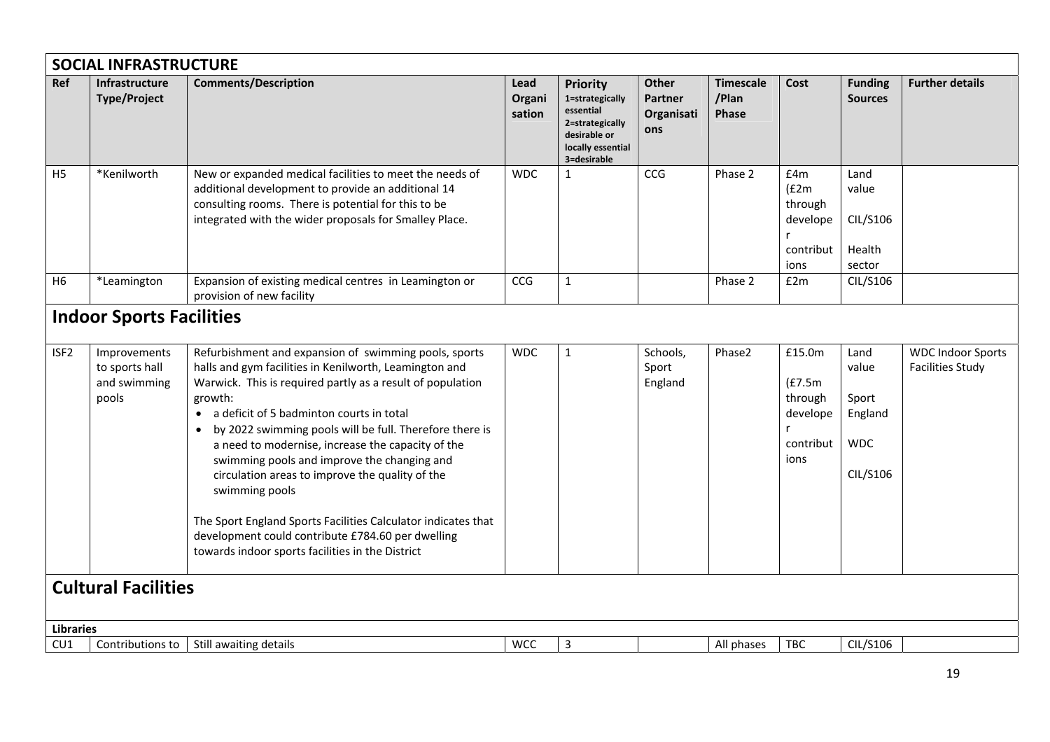## SOCIAL INFRASTRUCTURE

| Ref | Infrastructure Type/Project | Comments/Description | Lead Organisation | Priority 1=strategically essential 2=strategically desirable or locally essential 3=desirable | Other Partner Organisations | Timescale /Plan Phase | Cost | Funding Sources | Further details |
|---|---|---|---|---|---|---|---|---|---|
| H5 | *Kenilworth | New or expanded medical facilities to meet the needs of additional development to provide an additional 14 consulting rooms. There is potential for this to be integrated with the wider proposals for Smalley Place. | WDC | 1 | CCG | Phase 2 | £4m (£2m through developer contributions | Land value<br><br>CIL/S106<br><br>Health sector | |
| H6 | *Leamington | Expansion of existing medical centres in Leamington or provision of new facility | CCG | 1 | | Phase 2 | £2m | CIL/S106 | |
| **Indoor Sports Facilities** | | | | | | | | | |
| ISF2 | Improvements to sports hall and swimming pools | Refurbishment and expansion of swimming pools, sports halls and gym facilities in Kenilworth, Leamington and Warwick. This is required partly as a result of population growth:<br>• a deficit of 5 badminton courts in total<br>• by 2022 swimming pools will be full. Therefore there is a need to modernise, increase the capacity of the swimming pools and improve the changing and circulation areas to improve the quality of the swimming pools<br><br>The Sport England Sports Facilities Calculator indicates that development could contribute £784.60 per dwelling towards indoor sports facilities in the District | WDC | 1 | Schools, Sport England | Phase2 | £15.0m<br><br>(£7.5m through developer contributions | Land value<br><br>Sport England<br><br>WDC<br><br>CIL/S106 | WDC Indoor Sports Facilities Study |
| **Cultural Facilities** | | | | | | | | | |
| **Libraries** | | | | | | | | | |
| CU1 | Contributions to | Still awaiting details | WCC | 3 | | All phases | TBC | CIL/S106 | |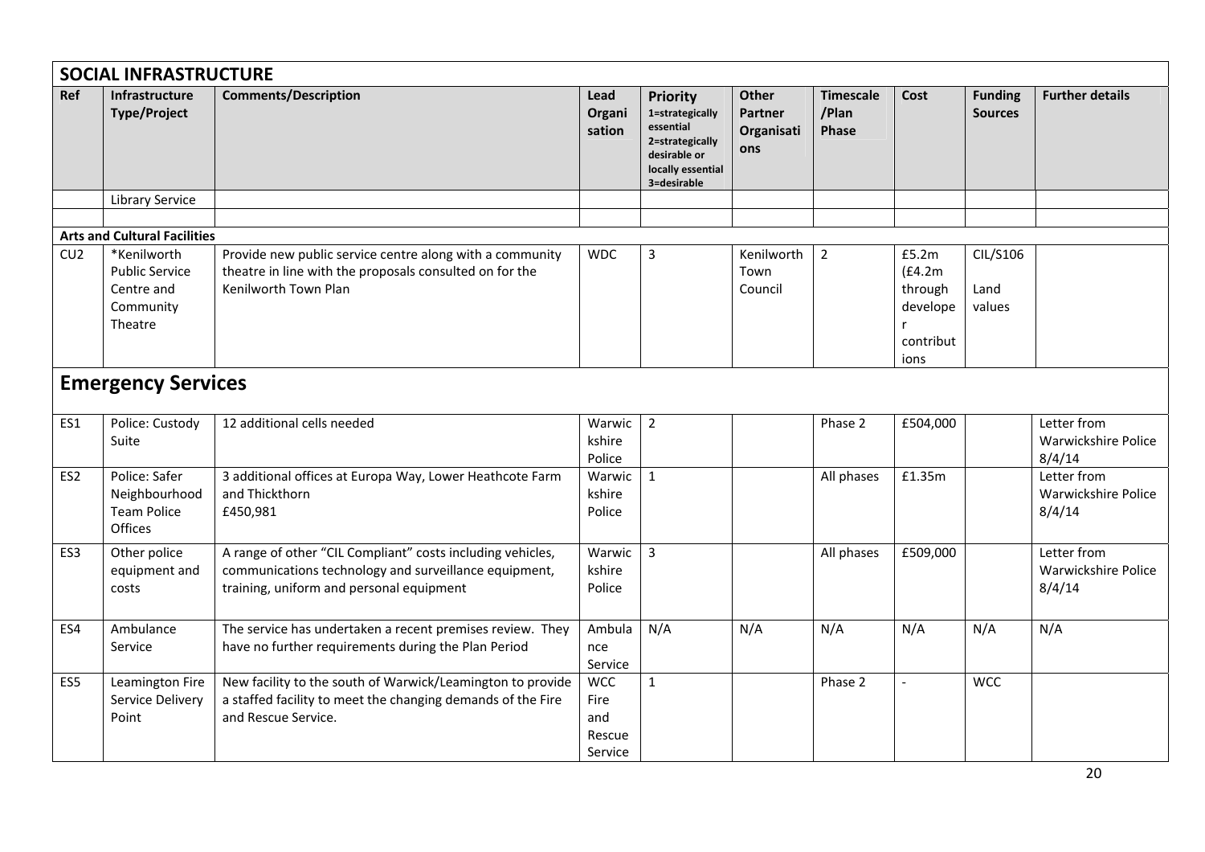## SOCIAL INFRASTRUCTURE

| Ref | Infrastructure Type/Project | Comments/Description | Lead Organisation | Priority 1=strategically essential 2=strategically desirable or locally essential 3=desirable | Other Partner Organisations | Timescale /Plan Phase | Cost | Funding Sources | Further details |
|---|---|---|---|---|---|---|---|---|---|
| | Library Service | | | | | | | | |
| | | | | | | | | | |
| **Arts and Cultural Facilities** | | | | | | | | | |
| CU2 | *Kenilworth Public Service Centre and Community Theatre | Provide new public service centre along with a community theatre in line with the proposals consulted on for the Kenilworth Town Plan | WDC | 3 | Kenilworth Town Council | 2 | £5.2m (£4.2m through developer contributions | CIL/S106 Land values | |

## Emergency Services

| Ref | Infrastructure Type/Project | Comments/Description | Lead Organisation | Priority | Other Partner Organisations | Timescale /Plan Phase | Cost | Funding Sources | Further details |
|---|---|---|---|---|---|---|---|---|---|
| ES1 | Police: Custody Suite | 12 additional cells needed | Warwickshire Police | 2 | | Phase 2 | £504,000 | | Letter from Warwickshire Police 8/4/14 |
| ES2 | Police: Safer Neighbourhood Team Police Offices | 3 additional offices at Europa Way, Lower Heathcote Farm and Thickthorn £450,981 | Warwickshire Police | 1 | | All phases | £1.35m | | Letter from Warwickshire Police 8/4/14 |
| ES3 | Other police equipment and costs | A range of other "CIL Compliant" costs including vehicles, communications technology and surveillance equipment, training, uniform and personal equipment | Warwickshire Police | 3 | | All phases | £509,000 | | Letter from Warwickshire Police 8/4/14 |
| ES4 | Ambulance Service | The service has undertaken a recent premises review. They have no further requirements during the Plan Period | Ambulance Service | N/A | N/A | N/A | N/A | N/A | N/A |
| ES5 | Leamington Fire Service Delivery Point | New facility to the south of Warwick/Leamington to provide a staffed facility to meet the changing demands of the Fire and Rescue Service. | WCC Fire and Rescue Service | 1 | | Phase 2 | - | WCC | |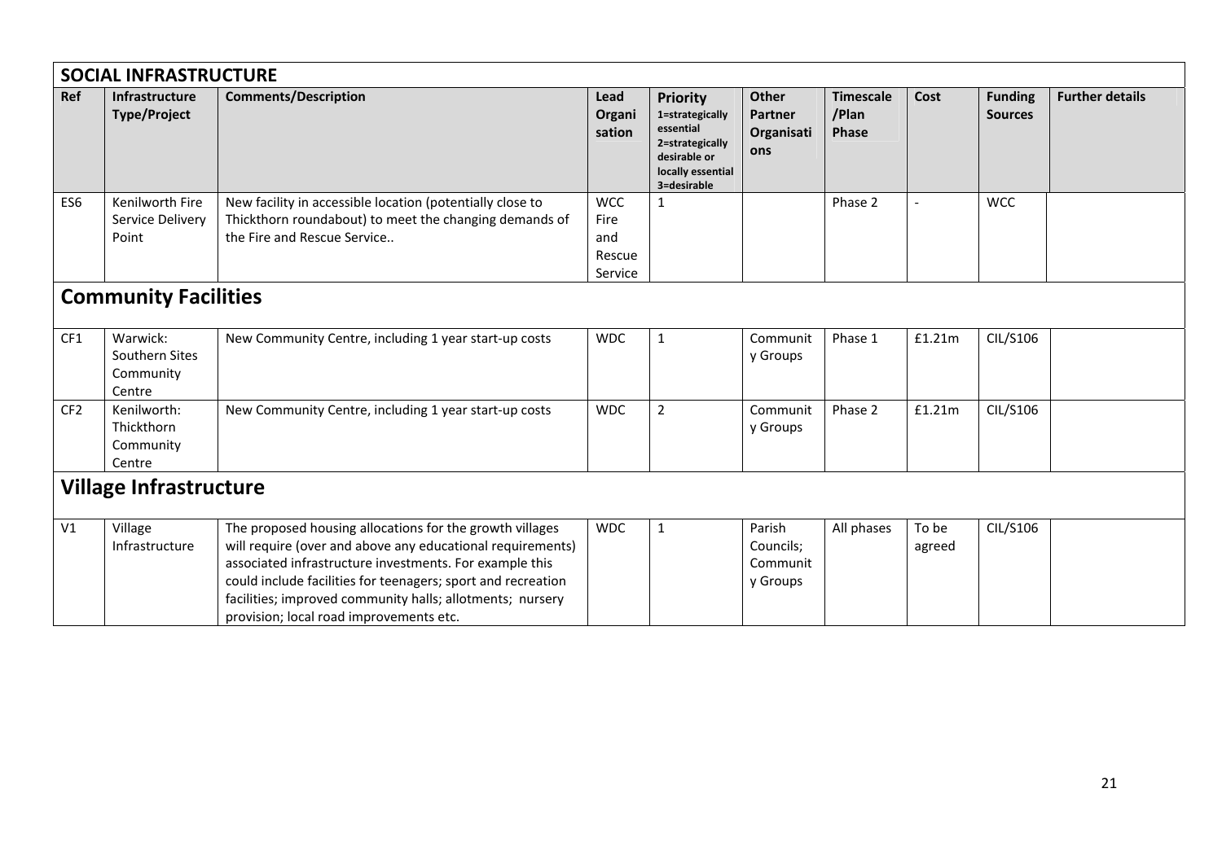## SOCIAL INFRASTRUCTURE

| Ref | Infrastructure Type/Project | Comments/Description | Lead Organisation | Priority 1=strategically essential 2=strategically desirable or locally essential 3=desirable | Other Partner Organisations | Timescale /Plan Phase | Cost | Funding Sources | Further details |
|---|---|---|---|---|---|---|---|---|---|
| ES6 | Kenilworth Fire Service Delivery Point | New facility in accessible location (potentially close to Thickthorn roundabout) to meet the changing demands of the Fire and Rescue Service.. | WCC Fire and Rescue Service | 1 | | Phase 2 | - | WCC | |
| **Community Facilities** | | | | | | | | | |
| CF1 | Warwick: Southern Sites Community Centre | New Community Centre, including 1 year start-up costs | WDC | 1 | Community Groups | Phase 1 | £1.21m | CIL/S106 | |
| CF2 | Kenilworth: Thickthorn Community Centre | New Community Centre, including 1 year start-up costs | WDC | 2 | Community Groups | Phase 2 | £1.21m | CIL/S106 | |
| **Village Infrastructure** | | | | | | | | | |
| V1 | Village Infrastructure | The proposed housing allocations for the growth villages will require (over and above any educational requirements) associated infrastructure investments. For example this could include facilities for teenagers; sport and recreation facilities; improved community halls; allotments; nursery provision; local road improvements etc. | WDC | 1 | Parish Councils; Community Groups | All phases | To be agreed | CIL/S106 | |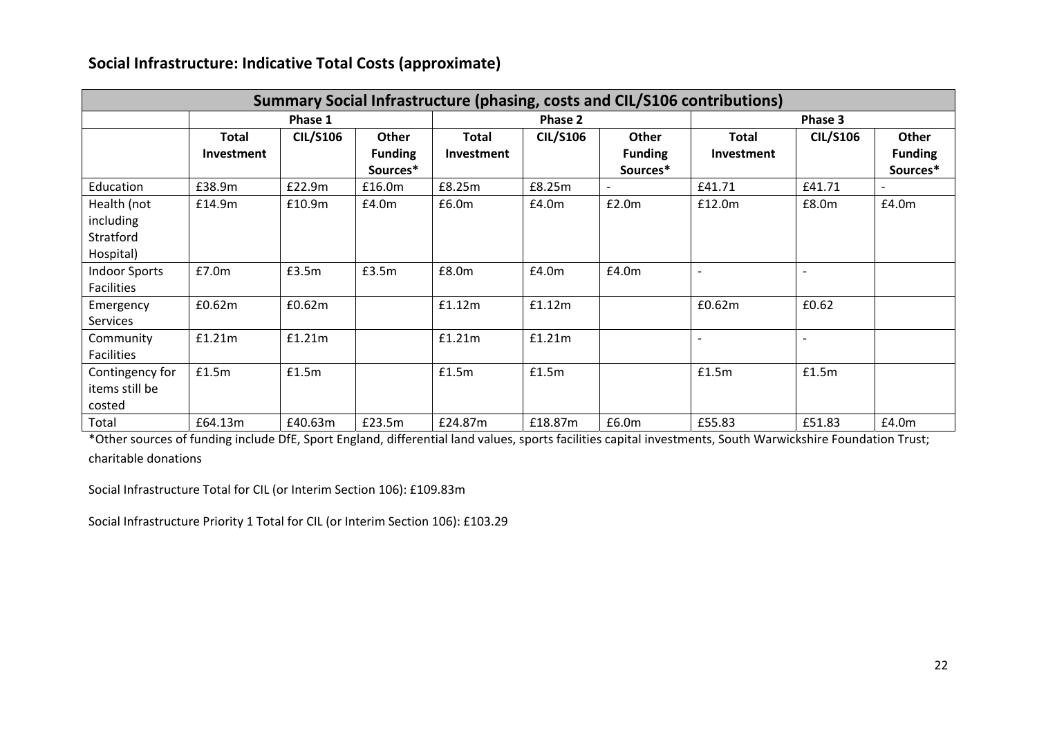## Social Infrastructure: Indicative Total Costs (approximate)

| Summary Social Infrastructure (phasing, costs and CIL/S106 contributions) | | | | | | | | | |
|---|---|---|---|---|---|---|---|---|---|
| | Phase 1 | | | Phase 2 | | | Phase 3 | | |
| | **Total Investment** | **CIL/S106** | **Other Funding Sources*** | **Total Investment** | **CIL/S106** | **Other Funding Sources*** | **Total Investment** | **CIL/S106** | **Other Funding Sources*** |
| Education | £38.9m | £22.9m | £16.0m | £8.25m | £8.25m | - | £41.71 | £41.71 | - |
| Health (not including Stratford Hospital) | £14.9m | £10.9m | £4.0m | £6.0m | £4.0m | £2.0m | £12.0m | £8.0m | £4.0m |
| Indoor Sports Facilities | £7.0m | £3.5m | £3.5m | £8.0m | £4.0m | £4.0m | - | - | |
| Emergency Services | £0.62m | £0.62m | | £1.12m | £1.12m | | £0.62m | £0.62 | |
| Community Facilities | £1.21m | £1.21m | | £1.21m | £1.21m | | - | - | |
| Contingency for items still be costed | £1.5m | £1.5m | | £1.5m | £1.5m | | £1.5m | £1.5m | |
| Total | £64.13m | £40.63m | £23.5m | £24.87m | £18.87m | £6.0m | £55.83 | £51.83 | £4.0m |

*Other sources of funding include DfE, Sport England, differential land values, sports facilities capital investments, South Warwickshire Foundation Trust; charitable donations

Social Infrastructure Total for CIL (or Interim Section 106): £109.83m

Social Infrastructure Priority 1 Total for CIL (or Interim Section 106): £103.29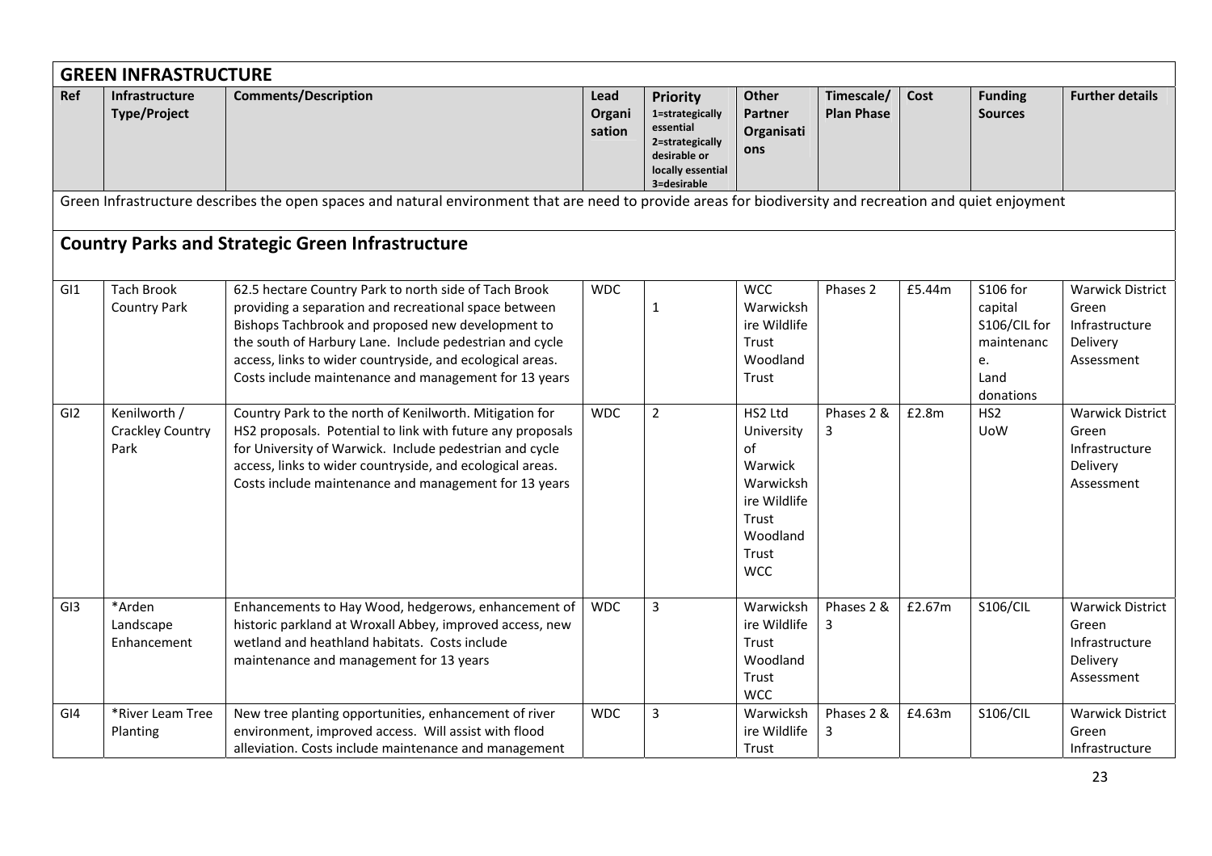## GREEN INFRASTRUCTURE

| Ref | Infrastructure Type/Project | Comments/Description | Lead Organisation | Priority 1=strategically essential 2=strategically desirable or locally essential 3=desirable | Other Partner Organisations | Timescale/ Plan Phase | Cost | Funding Sources | Further details |
|---|---|---|---|---|---|---|---|---|---|
| Green Infrastructure describes the open spaces and natural environment that are need to provide areas for biodiversity and recreation and quiet enjoyment | | | | | | | | | |
| **Country Parks and Strategic Green Infrastructure** | | | | | | | | | |
| GI1 | Tach Brook Country Park | 62.5 hectare Country Park to north side of Tach Brook providing a separation and recreational space between Bishops Tachbrook and proposed new development to the south of Harbury Lane. Include pedestrian and cycle access, links to wider countryside, and ecological areas. Costs include maintenance and management for 13 years | WDC | 1 | WCC Warwickshire Wildlife Trust Woodland Trust | Phases 2 | £5.44m | S106 for capital S106/CIL for maintenance. Land donations | Warwick District Green Infrastructure Delivery Assessment |
| GI2 | Kenilworth / Crackley Country Park | Country Park to the north of Kenilworth. Mitigation for HS2 proposals. Potential to link with future any proposals for University of Warwick. Include pedestrian and cycle access, links to wider countryside, and ecological areas. Costs include maintenance and management for 13 years | WDC | 2 | HS2 Ltd University of Warwick Warwickshire Wildlife Trust Woodland Trust WCC | Phases 2 & 3 | £2.8m | HS2 UoW | Warwick District Green Infrastructure Delivery Assessment |
| GI3 | *Arden Landscape Enhancement | Enhancements to Hay Wood, hedgerows, enhancement of historic parkland at Wroxall Abbey, improved access, new wetland and heathland habitats. Costs include maintenance and management for 13 years | WDC | 3 | Warwickshire Wildlife Trust Woodland Trust WCC | Phases 2 & 3 | £2.67m | S106/CIL | Warwick District Green Infrastructure Delivery Assessment |
| GI4 | *River Leam Tree Planting | New tree planting opportunities, enhancement of river environment, improved access. Will assist with flood alleviation. Costs include maintenance and management | WDC | 3 | Warwickshire Wildlife Trust | Phases 2 & 3 | £4.63m | S106/CIL | Warwick District Green Infrastructure |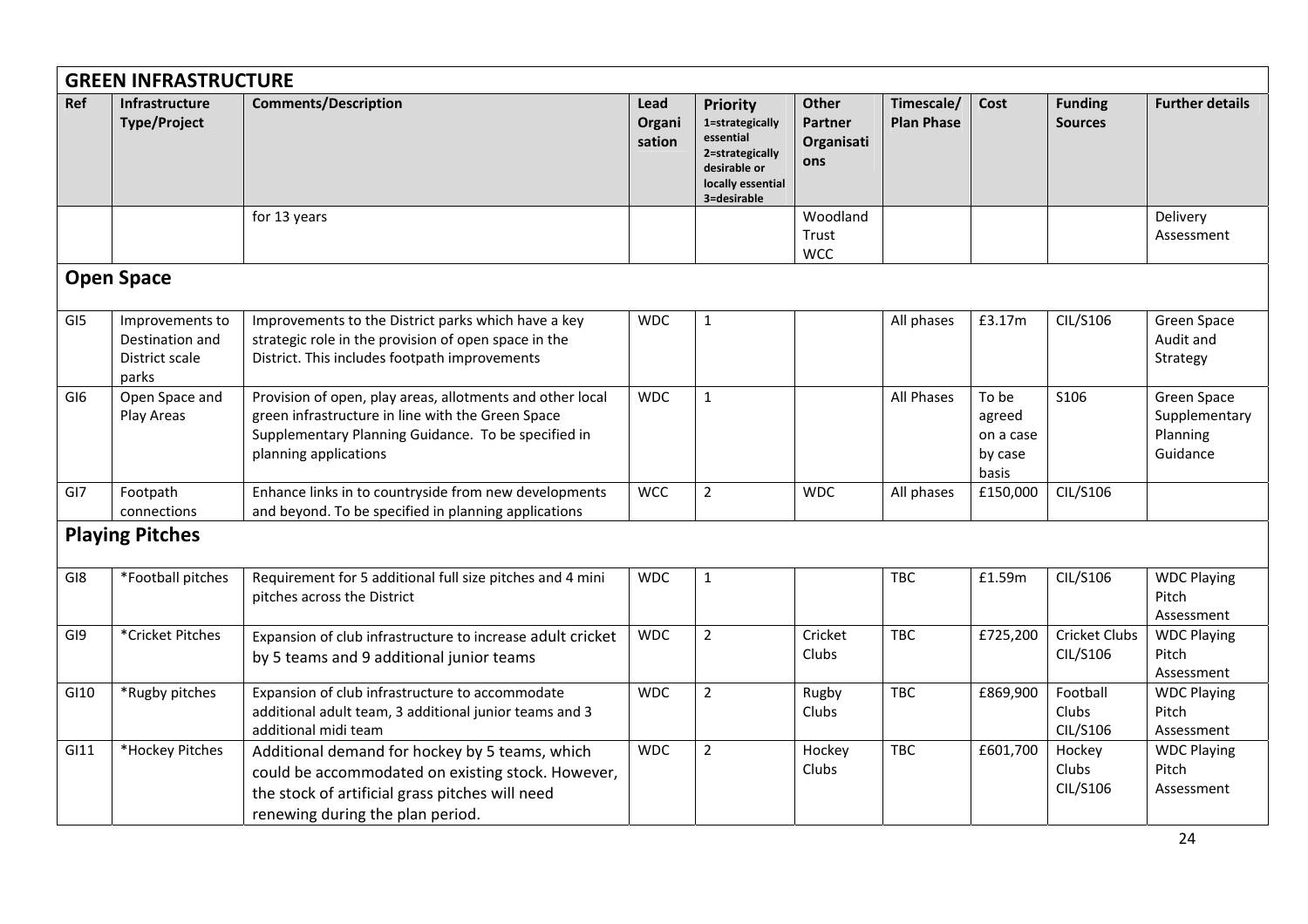## GREEN INFRASTRUCTURE

| Ref | Infrastructure Type/Project | Comments/Description | Lead Organisation | Priority 1=strategically essential 2=strategically desirable or locally essential 3=desirable | Other Partner Organisations | Timescale/ Plan Phase | Cost | Funding Sources | Further details |
|---|---|---|---|---|---|---|---|---|---|
| | | for 13 years | | | Woodland Trust WCC | | | | Delivery Assessment |
| **Open Space** | | | | | | | | | |
| GI5 | Improvements to Destination and District scale parks | Improvements to the District parks which have a key strategic role in the provision of open space in the District. This includes footpath improvements | WDC | 1 | | All phases | £3.17m | CIL/S106 | Green Space Audit and Strategy |
| GI6 | Open Space and Play Areas | Provision of open, play areas, allotments and other local green infrastructure in line with the Green Space Supplementary Planning Guidance. To be specified in planning applications | WDC | 1 | | All Phases | To be agreed on a case by case basis | S106 | Green Space Supplementary Planning Guidance |
| GI7 | Footpath connections | Enhance links in to countryside from new developments and beyond. To be specified in planning applications | WCC | 2 | WDC | All phases | £150,000 | CIL/S106 | |
| **Playing Pitches** | | | | | | | | | |
| GI8 | *Football pitches | Requirement for 5 additional full size pitches and 4 mini pitches across the District | WDC | 1 | | TBC | £1.59m | CIL/S106 | WDC Playing Pitch Assessment |
| GI9 | *Cricket Pitches | Expansion of club infrastructure to increase adult cricket by 5 teams and 9 additional junior teams | WDC | 2 | Cricket Clubs | TBC | £725,200 | Cricket Clubs CIL/S106 | WDC Playing Pitch Assessment |
| GI10 | *Rugby pitches | Expansion of club infrastructure to accommodate additional adult team, 3 additional junior teams and 3 additional midi team | WDC | 2 | Rugby Clubs | TBC | £869,900 | Football Clubs CIL/S106 | WDC Playing Pitch Assessment |
| GI11 | *Hockey Pitches | Additional demand for hockey by 5 teams, which could be accommodated on existing stock. However, the stock of artificial grass pitches will need renewing during the plan period. | WDC | 2 | Hockey Clubs | TBC | £601,700 | Hockey Clubs CIL/S106 | WDC Playing Pitch Assessment |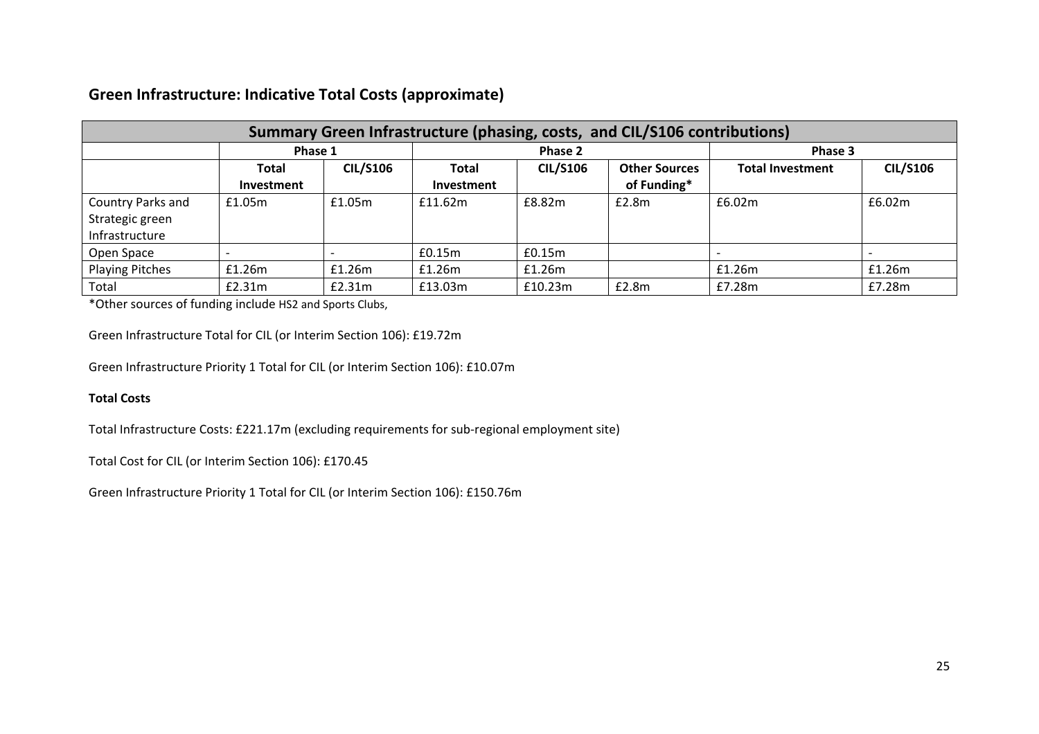## Green Infrastructure: Indicative Total Costs (approximate)

| Summary Green Infrastructure (phasing, costs, and CIL/S106 contributions) | | | | | | | |
|---|---|---|---|---|---|---|---|
| | Phase 1 | | Phase 2 | | | Phase 3 | |
| | **Total Investment** | **CIL/S106** | **Total Investment** | **CIL/S106** | **Other Sources of Funding*** | **Total Investment** | **CIL/S106** |
| Country Parks and Strategic green Infrastructure | £1.05m | £1.05m | £11.62m | £8.82m | £2.8m | £6.02m | £6.02m |
| Open Space | - | - | £0.15m | £0.15m | | - | - |
| Playing Pitches | £1.26m | £1.26m | £1.26m | £1.26m | | £1.26m | £1.26m |
| Total | £2.31m | £2.31m | £13.03m | £10.23m | £2.8m | £7.28m | £7.28m |

*Other sources of funding include HS2 and Sports Clubs,

Green Infrastructure Total for CIL (or Interim Section 106): £19.72m

Green Infrastructure Priority 1 Total for CIL (or Interim Section 106): £10.07m

**Total Costs**

Total Infrastructure Costs: £221.17m (excluding requirements for sub-regional employment site)

Total Cost for CIL (or Interim Section 106): £170.45

Green Infrastructure Priority 1 Total for CIL (or Interim Section 106): £150.76m